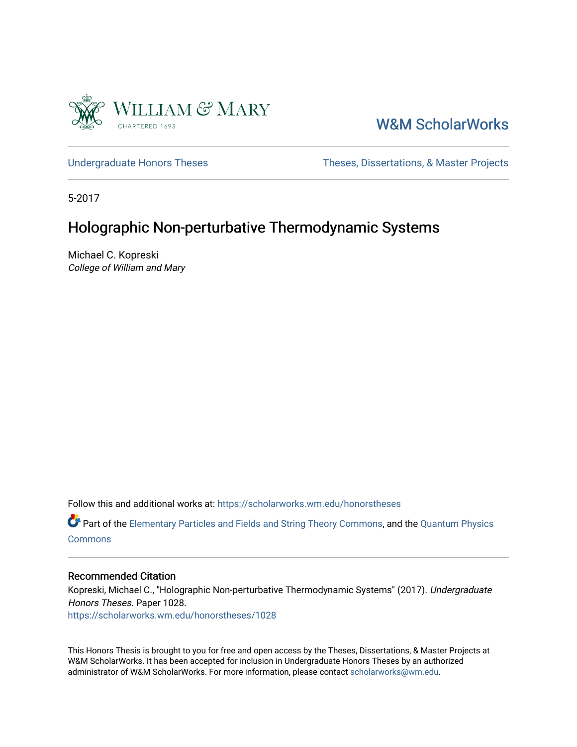William & Mary

CHARTERED 1693

W&M ScholarWorks

Undergraduate Honors Theses

Theses, Dissertations, & Master Projects

5-2017

# Holographic Non-perturbative Thermodynamic Systems

Michael C. Kopreski

*College of William and Mary*

Follow this and additional works at: https://scholarworks.wm.edu/honorstheses

Part of the Elementary Particles and Fields and String Theory Commons, and the Quantum Physics Commons

## Recommended Citation

Kopreski, Michael C., "Holographic Non-perturbative Thermodynamic Systems" (2017). *Undergraduate Honors Theses.* Paper 1028.

https://scholarworks.wm.edu/honorstheses/1028

This Honors Thesis is brought to you for free and open access by the Theses, Dissertations, & Master Projects at W&M ScholarWorks. It has been accepted for inclusion in Undergraduate Honors Theses by an authorized administrator of W&M ScholarWorks. For more information, please contact scholarworks@wm.edu.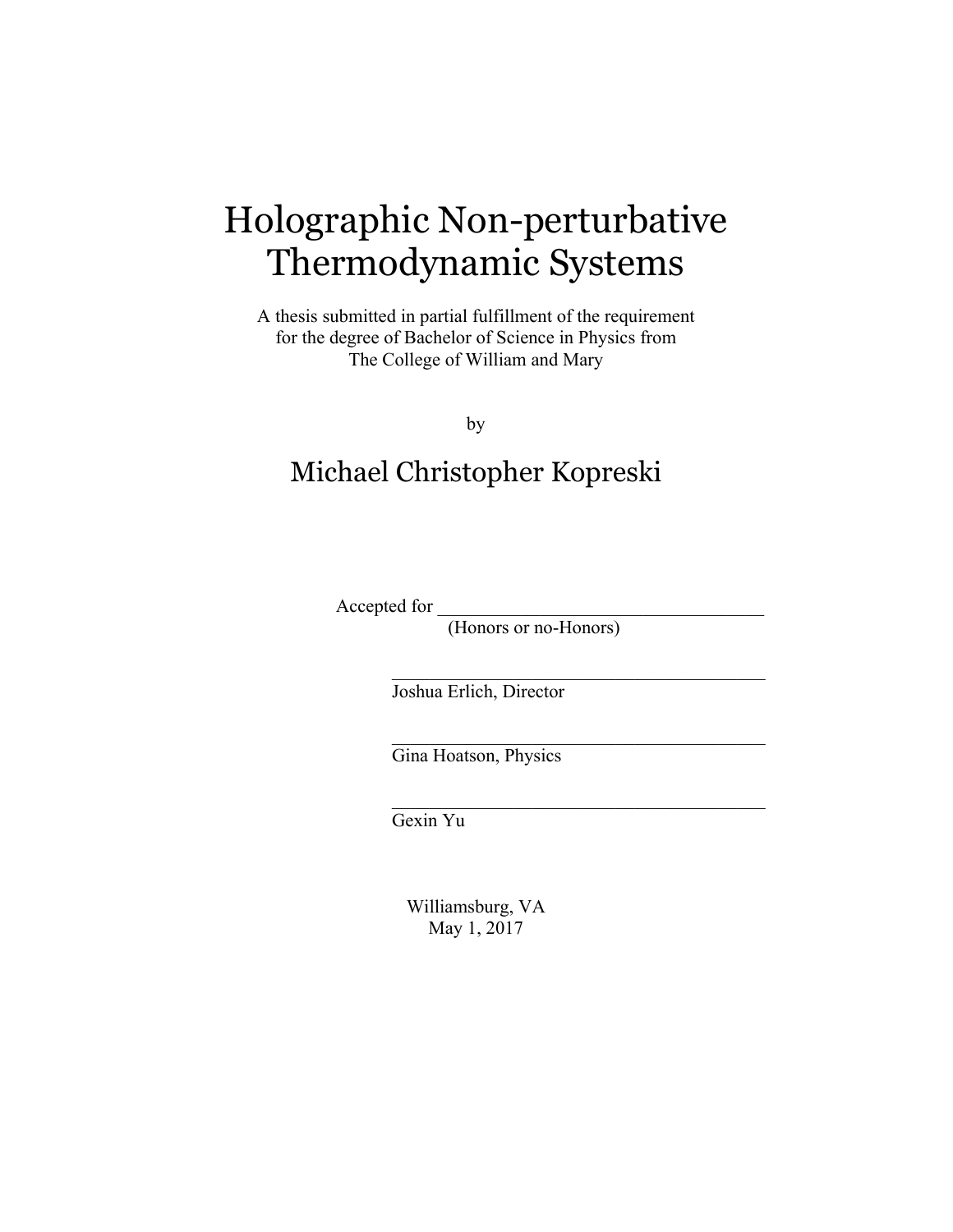# Holographic Non-perturbative Thermodynamic Systems

A thesis submitted in partial fulfillment of the requirement for the degree of Bachelor of Science in Physics from The College of William and Mary

by

## Michael Christopher Kopreski

Accepted for ___________________________________
(Honors or no-Honors)

________________________________________
Joshua Erlich, Director

________________________________________
Gina Hoatson, Physics

________________________________________
Gexin Yu

Williamsburg, VA
May 1, 2017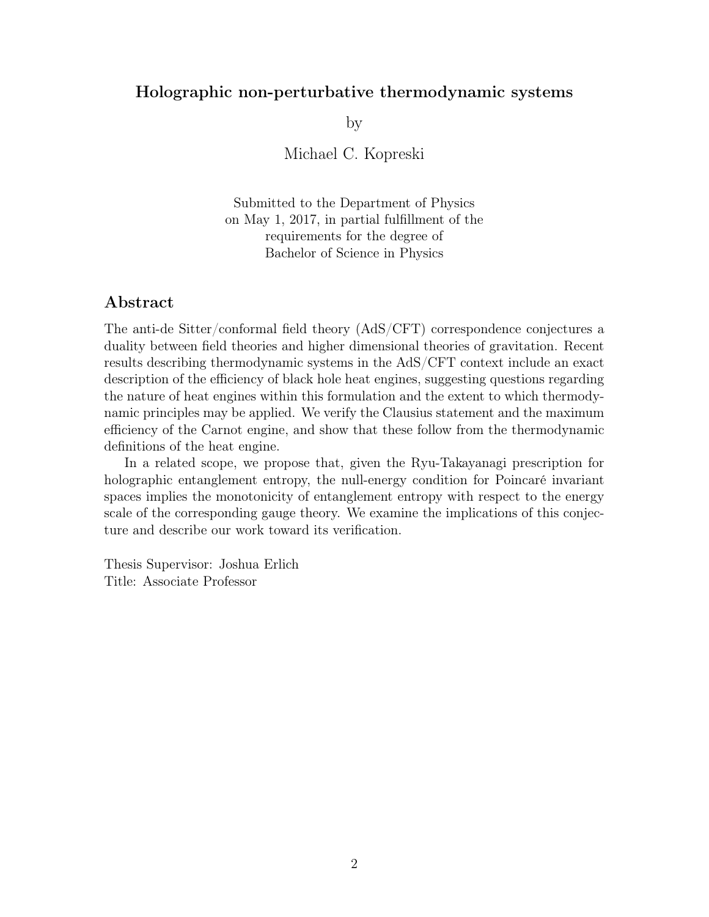# Holographic non-perturbative thermodynamic systems

by

Michael C. Kopreski

Submitted to the Department of Physics
on May 1, 2017, in partial fulfillment of the
requirements for the degree of
Bachelor of Science in Physics

## Abstract

The anti-de Sitter/conformal field theory (AdS/CFT) correspondence conjectures a duality between field theories and higher dimensional theories of gravitation. Recent results describing thermodynamic systems in the AdS/CFT context include an exact description of the efficiency of black hole heat engines, suggesting questions regarding the nature of heat engines within this formulation and the extent to which thermodynamic principles may be applied. We verify the Clausius statement and the maximum efficiency of the Carnot engine, and show that these follow from the thermodynamic definitions of the heat engine.

In a related scope, we propose that, given the Ryu-Takayanagi prescription for holographic entanglement entropy, the null-energy condition for Poincaré invariant spaces implies the monotonicity of entanglement entropy with respect to the energy scale of the corresponding gauge theory. We examine the implications of this conjecture and describe our work toward its verification.

Thesis Supervisor: Joshua Erlich
Title: Associate Professor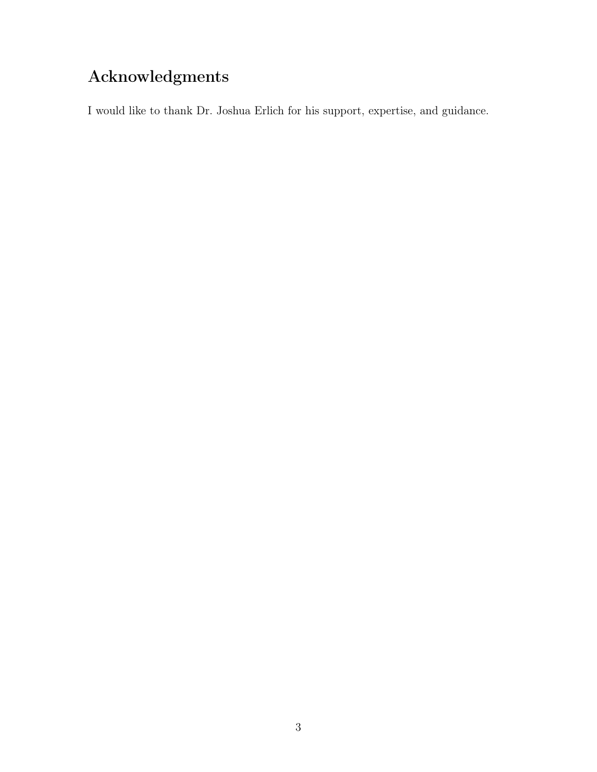# Acknowledgments

I would like to thank Dr. Joshua Erlich for his support, expertise, and guidance.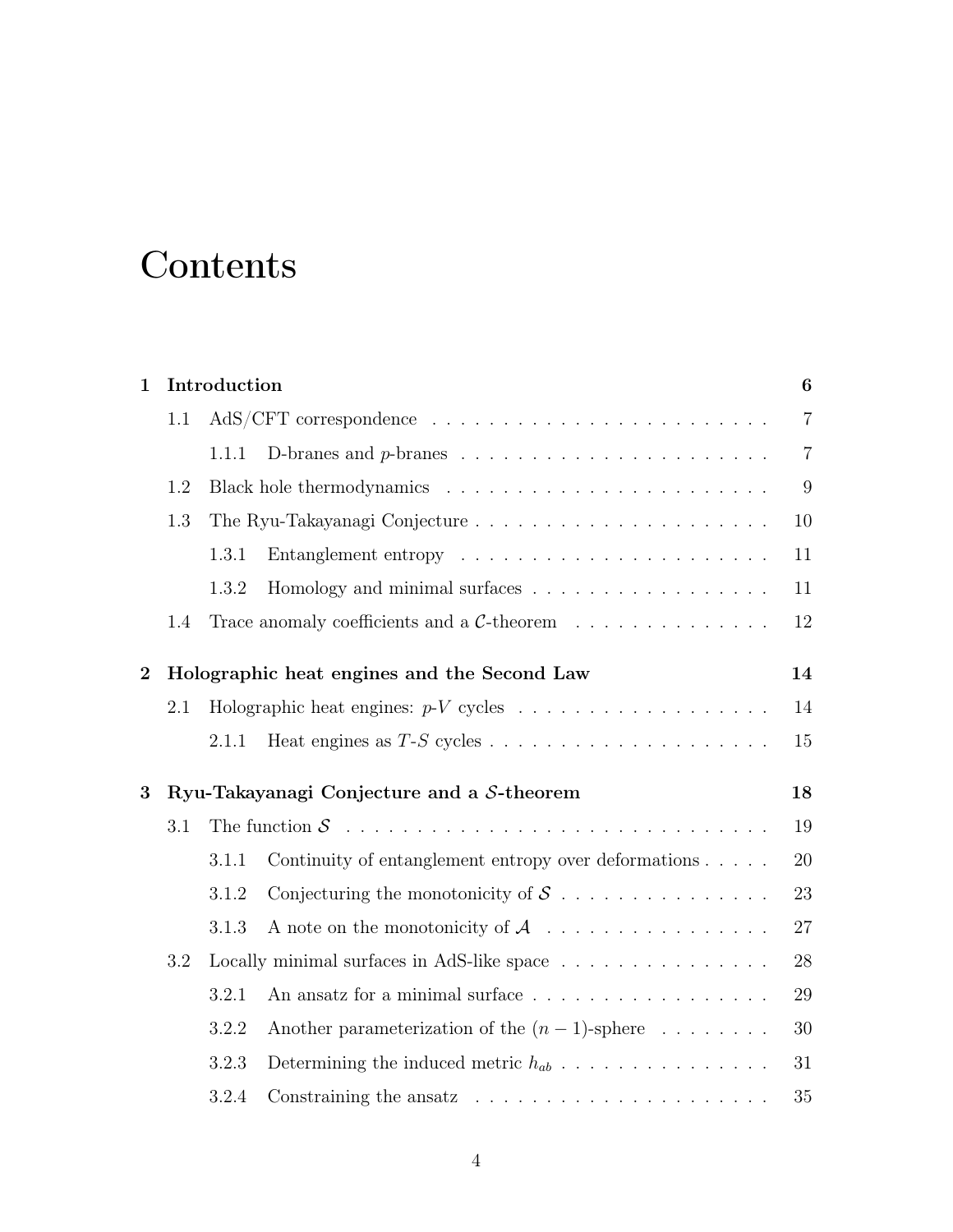# Contents

**1 Introduction** **6**

- 1.1 AdS/CFT correspondence . . . . . . . . . . . . . . . . . . . . . . . . 7
  - 1.1.1 D-branes and $p$-branes . . . . . . . . . . . . . . . . . . . . . 7
- 1.2 Black hole thermodynamics . . . . . . . . . . . . . . . . . . . . . . . 9
- 1.3 The Ryu-Takayanagi Conjecture . . . . . . . . . . . . . . . . . . . . . 10
  - 1.3.1 Entanglement entropy . . . . . . . . . . . . . . . . . . . . . . 11
  - 1.3.2 Homology and minimal surfaces . . . . . . . . . . . . . . . . . 11
- 1.4 Trace anomaly coefficients and a $\mathcal{C}$-theorem . . . . . . . . . . . . . 12

**2 Holographic heat engines and the Second Law** **14**

- 2.1 Holographic heat engines: $p$-$V$ cycles . . . . . . . . . . . . . . . . . . 14
  - 2.1.1 Heat engines as $T$-$S$ cycles . . . . . . . . . . . . . . . . . . . . 15

**3 Ryu-Takayanagi Conjecture and a $\mathcal{S}$-theorem** **18**

- 3.1 The function $\mathcal{S}$ . . . . . . . . . . . . . . . . . . . . . . . . . . . . . 19
  - 3.1.1 Continuity of entanglement entropy over deformations . . . . . 20
  - 3.1.2 Conjecturing the monotonicity of $\mathcal{S}$ . . . . . . . . . . . . . . . 23
  - 3.1.3 A note on the monotonicity of $\mathcal{A}$ . . . . . . . . . . . . . . . . 27
- 3.2 Locally minimal surfaces in AdS-like space . . . . . . . . . . . . . . . 28
  - 3.2.1 An ansatz for a minimal surface . . . . . . . . . . . . . . . . . 29
  - 3.2.2 Another parameterization of the $(n-1)$-sphere . . . . . . . . 30
  - 3.2.3 Determining the induced metric $h_{ab}$ . . . . . . . . . . . . . . . 31
  - 3.2.4 Constraining the ansatz . . . . . . . . . . . . . . . . . . . . . 35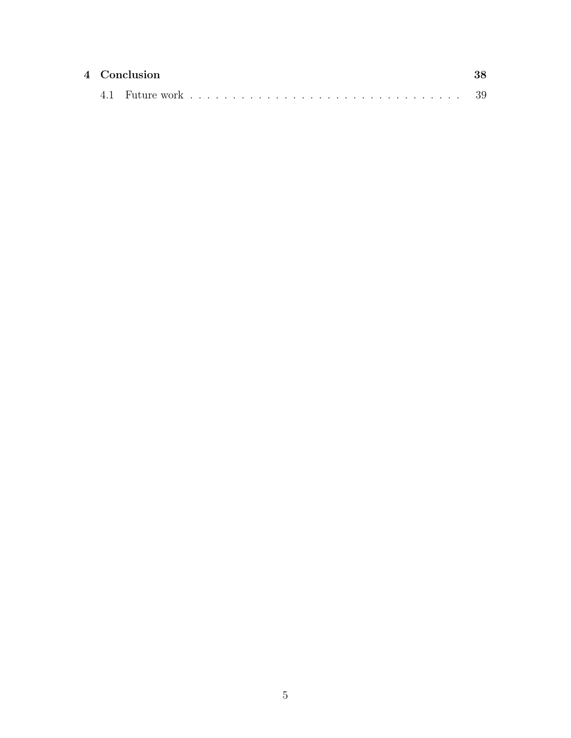**4 Conclusion** **38**

4.1 Future work . . . . . . . . . . . . . . . . . . . . . . . . . . . . . . . . 39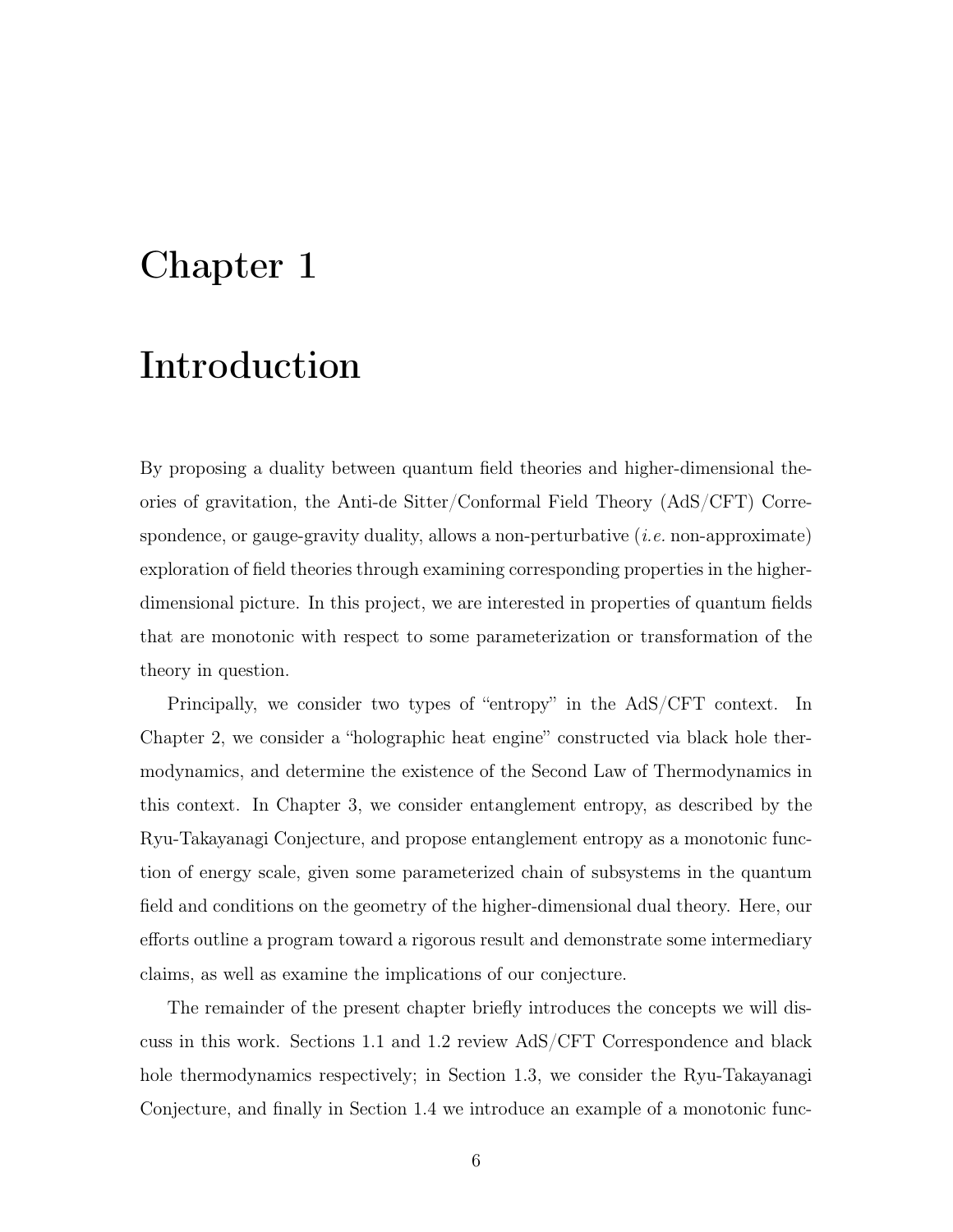# Chapter 1

# Introduction

By proposing a duality between quantum field theories and higher-dimensional theories of gravitation, the Anti-de Sitter/Conformal Field Theory (AdS/CFT) Correspondence, or gauge-gravity duality, allows a non-perturbative (*i.e.* non-approximate) exploration of field theories through examining corresponding properties in the higher-dimensional picture. In this project, we are interested in properties of quantum fields that are monotonic with respect to some parameterization or transformation of the theory in question.

Principally, we consider two types of "entropy" in the AdS/CFT context. In Chapter 2, we consider a "holographic heat engine" constructed via black hole thermodynamics, and determine the existence of the Second Law of Thermodynamics in this context. In Chapter 3, we consider entanglement entropy, as described by the Ryu-Takayanagi Conjecture, and propose entanglement entropy as a monotonic function of energy scale, given some parameterized chain of subsystems in the quantum field and conditions on the geometry of the higher-dimensional dual theory. Here, our efforts outline a program toward a rigorous result and demonstrate some intermediary claims, as well as examine the implications of our conjecture.

The remainder of the present chapter briefly introduces the concepts we will discuss in this work. Sections 1.1 and 1.2 review AdS/CFT Correspondence and black hole thermodynamics respectively; in Section 1.3, we consider the Ryu-Takayanagi Conjecture, and finally in Section 1.4 we introduce an example of a monotonic func-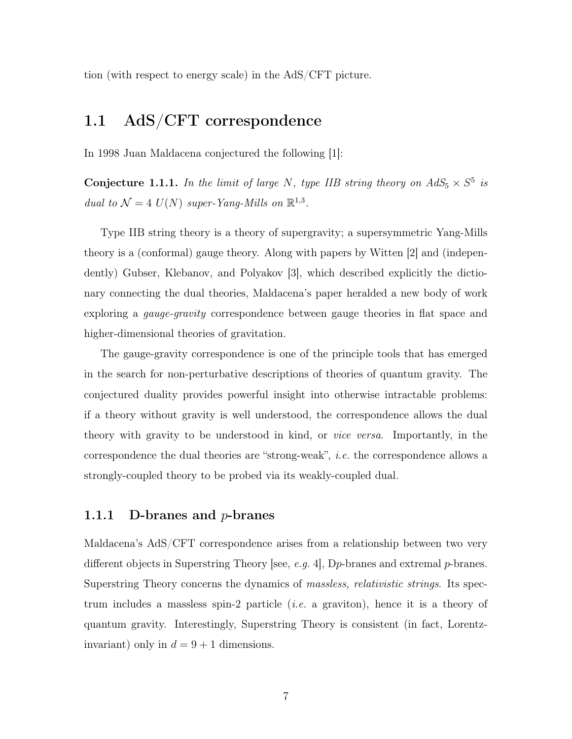tion (with respect to energy scale) in the AdS/CFT picture.

## 1.1 AdS/CFT correspondence

In 1998 Juan Maldacena conjectured the following [1]:

**Conjecture 1.1.1.** *In the limit of large $N$, type IIB string theory on $AdS_5 \times S^5$ is dual to $\mathcal{N} = 4$ $U(N)$ super-Yang-Mills on $\mathbb{R}^{1,3}$.*

Type IIB string theory is a theory of supergravity; a supersymmetric Yang-Mills theory is a (conformal) gauge theory. Along with papers by Witten [2] and (independently) Gubser, Klebanov, and Polyakov [3], which described explicitly the dictionary connecting the dual theories, Maldacena's paper heralded a new body of work exploring a *gauge-gravity* correspondence between gauge theories in flat space and higher-dimensional theories of gravitation.

The gauge-gravity correspondence is one of the principle tools that has emerged in the search for non-perturbative descriptions of theories of quantum gravity. The conjectured duality provides powerful insight into otherwise intractable problems: if a theory without gravity is well understood, the correspondence allows the dual theory with gravity to be understood in kind, or *vice versa*. Importantly, in the correspondence the dual theories are "strong-weak", *i.e.* the correspondence allows a strongly-coupled theory to be probed via its weakly-coupled dual.

### 1.1.1 D-branes and $p$-branes

Maldacena's AdS/CFT correspondence arises from a relationship between two very different objects in Superstring Theory [see, *e.g.* 4], D$p$-branes and extremal $p$-branes. Superstring Theory concerns the dynamics of *massless, relativistic strings*. Its spectrum includes a massless spin-2 particle (*i.e.* a graviton), hence it is a theory of quantum gravity. Interestingly, Superstring Theory is consistent (in fact, Lorentz-invariant) only in $d = 9 + 1$ dimensions.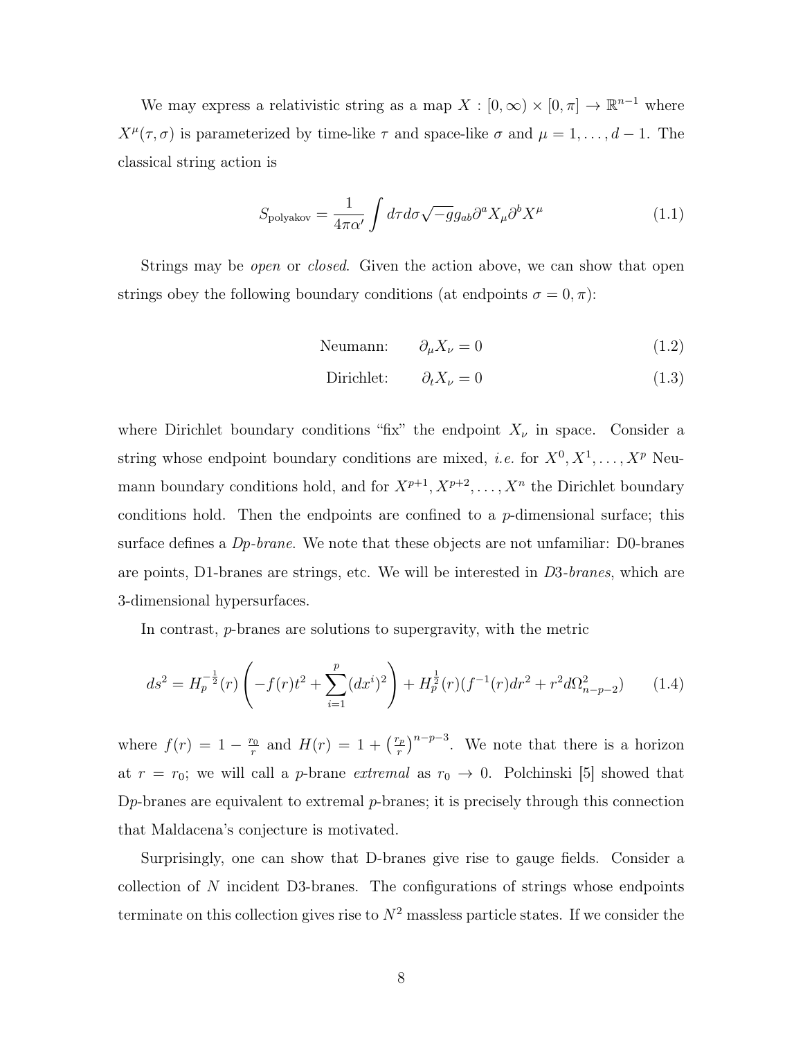We may express a relativistic string as a map $X : [0, \infty) \times [0, \pi] \to \mathbb{R}^{n-1}$ where $X^\mu(\tau, \sigma)$ is parameterized by time-like $\tau$ and space-like $\sigma$ and $\mu = 1, \ldots, d-1$. The classical string action is

$$S_{\text{polyakov}} = \frac{1}{4\pi\alpha'} \int d\tau d\sigma \sqrt{-g} g_{ab} \partial^a X_\mu \partial^b X^\mu \tag{1.1}$$

Strings may be *open* or *closed*. Given the action above, we can show that open strings obey the following boundary conditions (at endpoints $\sigma = 0, \pi$):

$$\text{Neumann:} \qquad \partial_\mu X_\nu = 0 \tag{1.2}$$

$$\text{Dirichlet:} \qquad \partial_t X_\nu = 0 \tag{1.3}$$

where Dirichlet boundary conditions "fix" the endpoint $X_\nu$ in space. Consider a string whose endpoint boundary conditions are mixed, *i.e.* for $X^0, X^1, \ldots, X^p$ Neumann boundary conditions hold, and for $X^{p+1}, X^{p+2}, \ldots, X^n$ the Dirichlet boundary conditions hold. Then the endpoints are confined to a $p$-dimensional surface; this surface defines a *Dp-brane*. We note that these objects are not unfamiliar: D0-branes are points, D1-branes are strings, etc. We will be interested in *D3-branes*, which are 3-dimensional hypersurfaces.

In contrast, $p$-branes are solutions to supergravity, with the metric

$$ds^2 = H_p^{-\frac{1}{2}}(r) \left( -f(r)t^2 + \sum_{i=1}^{p} (dx^i)^2 \right) + H_p^{\frac{1}{2}}(r)(f^{-1}(r)dr^2 + r^2 d\Omega_{n-p-2}^2) \tag{1.4}$$

where $f(r) = 1 - \frac{r_0}{r}$ and $H(r) = 1 + \left(\frac{r_p}{r}\right)^{n-p-3}$. We note that there is a horizon at $r = r_0$; we will call a $p$-brane *extremal* as $r_0 \to 0$. Polchinski [5] showed that D$p$-branes are equivalent to extremal $p$-branes; it is precisely through this connection that Maldacena's conjecture is motivated.

Surprisingly, one can show that D-branes give rise to gauge fields. Consider a collection of $N$ incident D3-branes. The configurations of strings whose endpoints terminate on this collection gives rise to $N^2$ massless particle states. If we consider the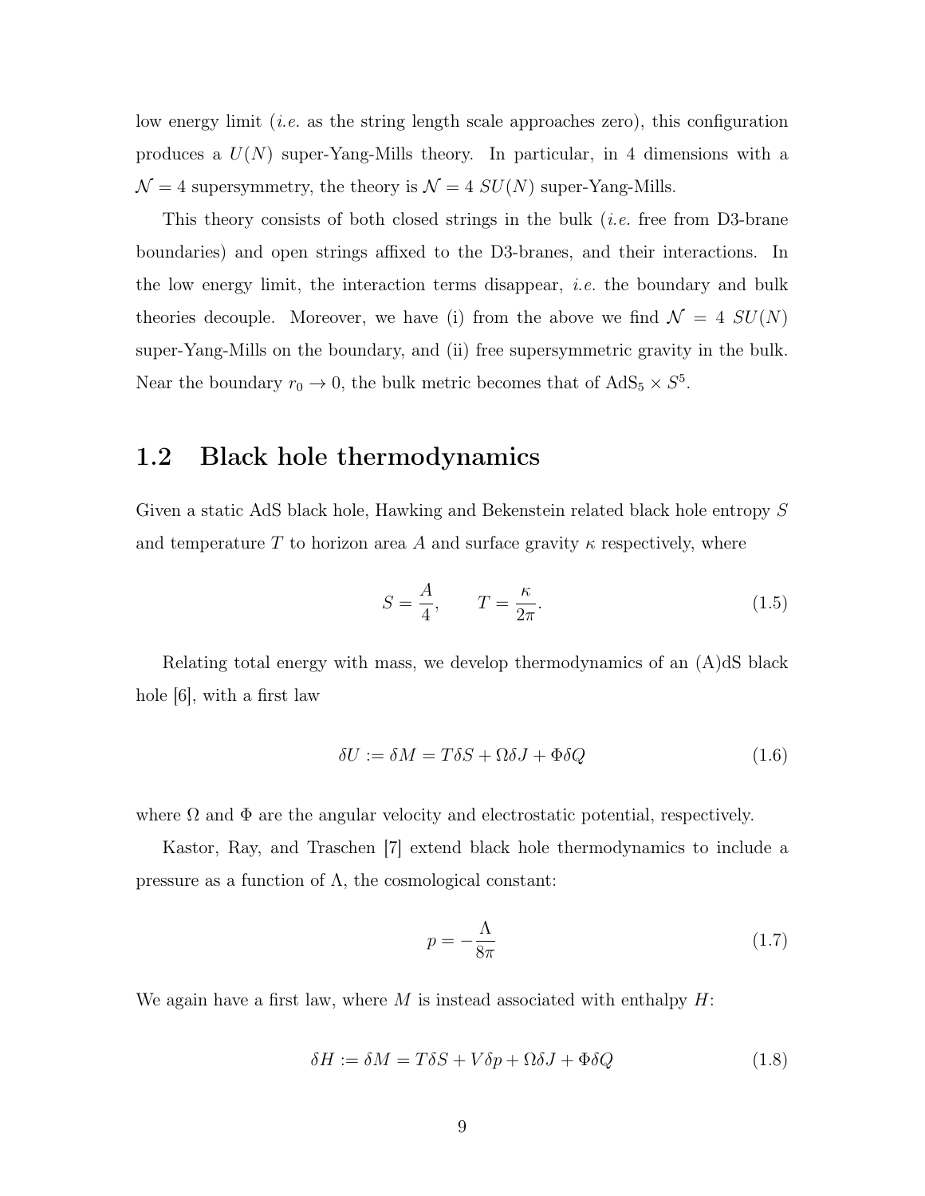low energy limit (*i.e.* as the string length scale approaches zero), this configuration produces a $U(N)$ super-Yang-Mills theory. In particular, in 4 dimensions with a $\mathcal{N} = 4$ supersymmetry, the theory is $\mathcal{N} = 4$ $SU(N)$ super-Yang-Mills.

This theory consists of both closed strings in the bulk (*i.e.* free from D3-brane boundaries) and open strings affixed to the D3-branes, and their interactions. In the low energy limit, the interaction terms disappear, *i.e.* the boundary and bulk theories decouple. Moreover, we have (i) from the above we find $\mathcal{N} = 4$ $SU(N)$ super-Yang-Mills on the boundary, and (ii) free supersymmetric gravity in the bulk. Near the boundary $r_0 \to 0$, the bulk metric becomes that of $\text{AdS}_5 \times S^5$.

## 1.2 Black hole thermodynamics

Given a static AdS black hole, Hawking and Bekenstein related black hole entropy $S$ and temperature $T$ to horizon area $A$ and surface gravity $\kappa$ respectively, where

$$S = \frac{A}{4}, \qquad T = \frac{\kappa}{2\pi}. \tag{1.5}$$

Relating total energy with mass, we develop thermodynamics of an (A)dS black hole [6], with a first law

$$\delta U := \delta M = T\delta S + \Omega \delta J + \Phi \delta Q \tag{1.6}$$

where $\Omega$ and $\Phi$ are the angular velocity and electrostatic potential, respectively.

Kastor, Ray, and Traschen [7] extend black hole thermodynamics to include a pressure as a function of $\Lambda$, the cosmological constant:

$$p = -\frac{\Lambda}{8\pi} \tag{1.7}$$

We again have a first law, where $M$ is instead associated with enthalpy $H$:

$$\delta H := \delta M = T\delta S + V\delta p + \Omega \delta J + \Phi \delta Q \tag{1.8}$$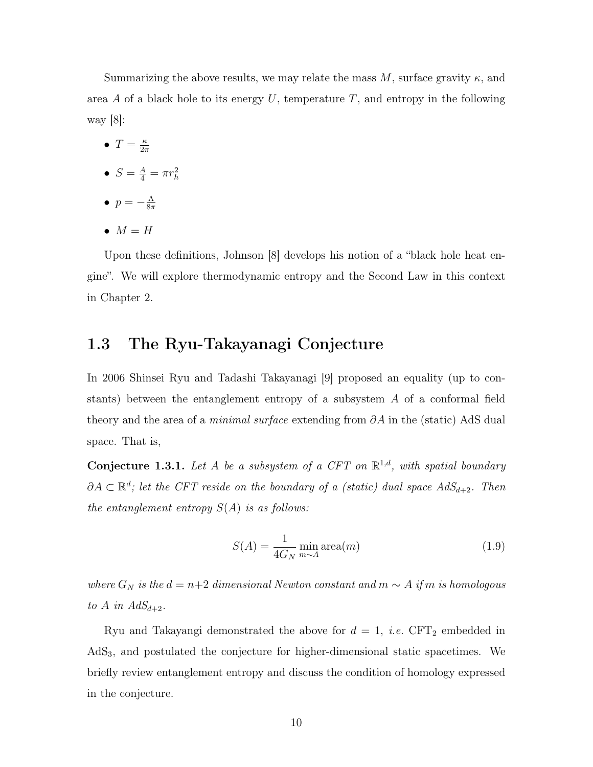Summarizing the above results, we may relate the mass $M$, surface gravity $\kappa$, and area $A$ of a black hole to its energy $U$, temperature $T$, and entropy in the following way [8]:

- $T = \frac{\kappa}{2\pi}$
- $S = \frac{A}{4} = \pi r_h^2$
- $p = -\frac{\Lambda}{8\pi}$
- $M = H$

Upon these definitions, Johnson [8] develops his notion of a "black hole heat engine". We will explore thermodynamic entropy and the Second Law in this context in Chapter 2.

## 1.3 The Ryu-Takayanagi Conjecture

In 2006 Shinsei Ryu and Tadashi Takayanagi [9] proposed an equality (up to constants) between the entanglement entropy of a subsystem $A$ of a conformal field theory and the area of a *minimal surface* extending from $\partial A$ in the (static) AdS dual space. That is,

**Conjecture 1.3.1.** *Let $A$ be a subsystem of a CFT on $\mathbb{R}^{1,d}$, with spatial boundary $\partial A \subset \mathbb{R}^d$; let the CFT reside on the boundary of a (static) dual space $AdS_{d+2}$. Then the entanglement entropy $S(A)$ is as follows:*

$$S(A) = \frac{1}{4G_N} \min_{m \sim A} \text{area}(m) \tag{1.9}$$

*where $G_N$ is the $d = n+2$ dimensional Newton constant and $m \sim A$ if $m$ is homologous to $A$ in $AdS_{d+2}$.*

Ryu and Takayangi demonstrated the above for $d = 1$, *i.e.* $\text{CFT}_2$ embedded in $\text{AdS}_3$, and postulated the conjecture for higher-dimensional static spacetimes. We briefly review entanglement entropy and discuss the condition of homology expressed in the conjecture.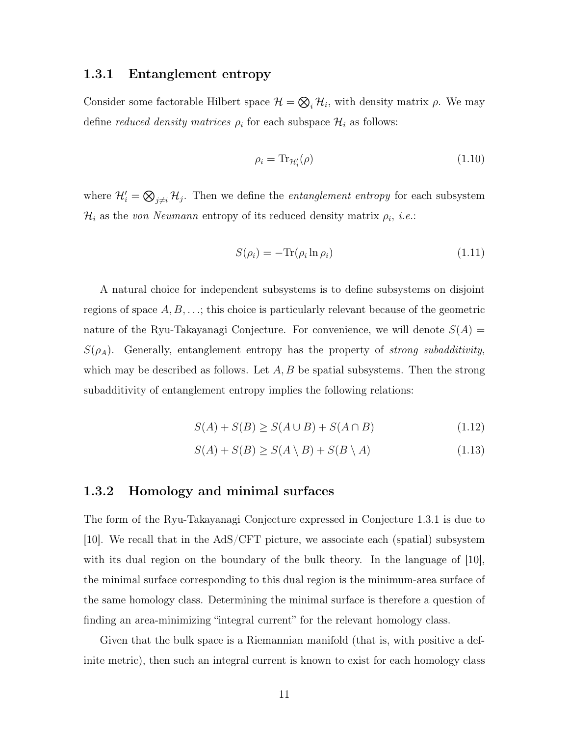### 1.3.1 Entanglement entropy

Consider some factorable Hilbert space $\mathcal{H} = \bigotimes_i \mathcal{H}_i$, with density matrix $\rho$. We may define *reduced density matrices* $\rho_i$ for each subspace $\mathcal{H}_i$ as follows:

$$\rho_i = \mathrm{Tr}_{\mathcal{H}'_i}(\rho) \tag{1.10}$$

where $\mathcal{H}'_i = \bigotimes_{j \neq i} \mathcal{H}_j$. Then we define the *entanglement entropy* for each subsystem $\mathcal{H}_i$ as the *von Neumann* entropy of its reduced density matrix $\rho_i$, *i.e.*:

$$S(\rho_i) = -\mathrm{Tr}(\rho_i \ln \rho_i) \tag{1.11}$$

A natural choice for independent subsystems is to define subsystems on disjoint regions of space $A, B, \ldots$; this choice is particularly relevant because of the geometric nature of the Ryu-Takayanagi Conjecture. For convenience, we will denote $S(A) = S(\rho_A)$. Generally, entanglement entropy has the property of *strong subadditivity*, which may be described as follows. Let $A, B$ be spatial subsystems. Then the strong subadditivity of entanglement entropy implies the following relations:

$$S(A) + S(B) \geq S(A \cup B) + S(A \cap B) \tag{1.12}$$

$$S(A) + S(B) \geq S(A \setminus B) + S(B \setminus A) \tag{1.13}$$

### 1.3.2 Homology and minimal surfaces

The form of the Ryu-Takayanagi Conjecture expressed in Conjecture 1.3.1 is due to [10]. We recall that in the AdS/CFT picture, we associate each (spatial) subsystem with its dual region on the boundary of the bulk theory. In the language of [10], the minimal surface corresponding to this dual region is the minimum-area surface of the same homology class. Determining the minimal surface is therefore a question of finding an area-minimizing "integral current" for the relevant homology class.

Given that the bulk space is a Riemannian manifold (that is, with positive a definite metric), then such an integral current is known to exist for each homology class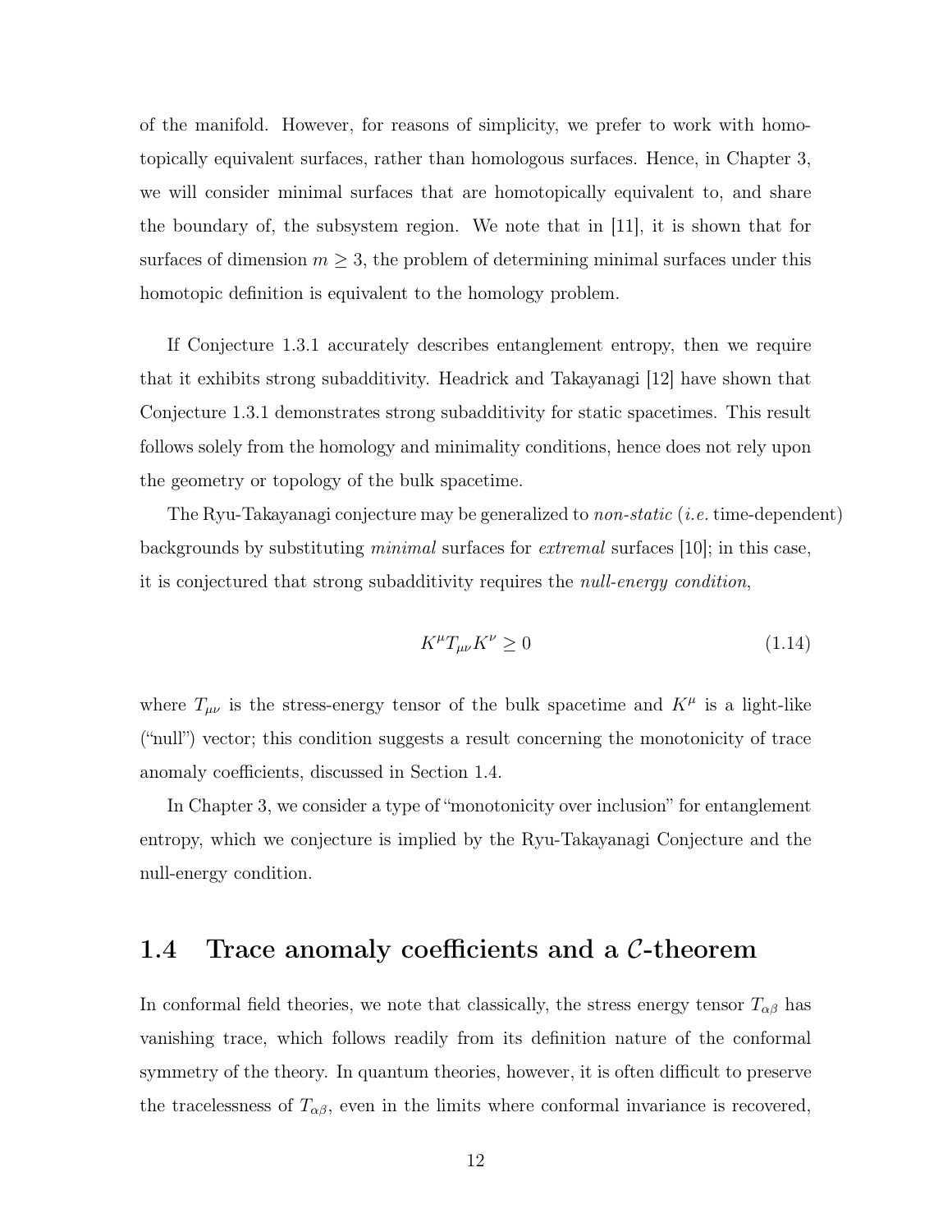of the manifold. However, for reasons of simplicity, we prefer to work with homotopically equivalent surfaces, rather than homologous surfaces. Hence, in Chapter 3, we will consider minimal surfaces that are homotopically equivalent to, and share the boundary of, the subsystem region. We note that in [11], it is shown that for surfaces of dimension $m \geq 3$, the problem of determining minimal surfaces under this homotopic definition is equivalent to the homology problem.

If Conjecture 1.3.1 accurately describes entanglement entropy, then we require that it exhibits strong subadditivity. Headrick and Takayanagi [12] have shown that Conjecture 1.3.1 demonstrates strong subadditivity for static spacetimes. This result follows solely from the homology and minimality conditions, hence does not rely upon the geometry or topology of the bulk spacetime.

The Ryu-Takayanagi conjecture may be generalized to *non-static* (*i.e.* time-dependent) backgrounds by substituting *minimal* surfaces for *extremal* surfaces [10]; in this case, it is conjectured that strong subadditivity requires the *null-energy condition*,

$$K^{\mu} T_{\mu\nu} K^{\nu} \geq 0 \tag{1.14}$$

where $T_{\mu\nu}$ is the stress-energy tensor of the bulk spacetime and $K^{\mu}$ is a light-like ("null") vector; this condition suggests a result concerning the monotonicity of trace anomaly coefficients, discussed in Section 1.4.

In Chapter 3, we consider a type of "monotonicity over inclusion" for entanglement entropy, which we conjecture is implied by the Ryu-Takayanagi Conjecture and the null-energy condition.

## 1.4 Trace anomaly coefficients and a $\mathcal{C}$-theorem

In conformal field theories, we note that classically, the stress energy tensor $T_{\alpha\beta}$ has vanishing trace, which follows readily from its definition nature of the conformal symmetry of the theory. In quantum theories, however, it is often difficult to preserve the tracelessness of $T_{\alpha\beta}$, even in the limits where conformal invariance is recovered,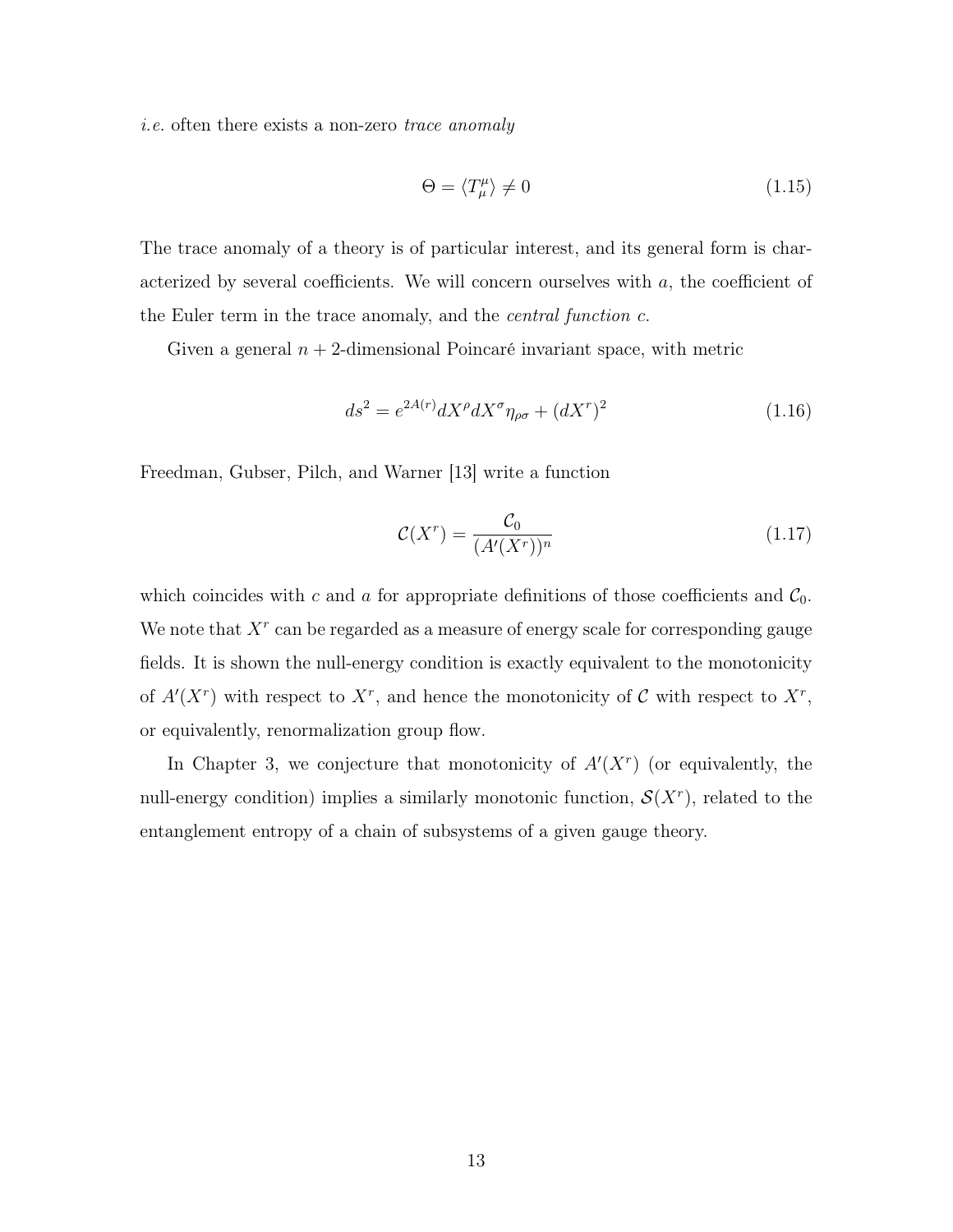*i.e.* often there exists a non-zero *trace anomaly*

$$\Theta = \langle T^{\mu}_{\mu} \rangle \neq 0 \tag{1.15}$$

The trace anomaly of a theory is of particular interest, and its general form is characterized by several coefficients. We will concern ourselves with $a$, the coefficient of the Euler term in the trace anomaly, and the *central function* $c$.

Given a general $n+2$-dimensional Poincaré invariant space, with metric

$$ds^2 = e^{2A(r)} dX^{\rho} dX^{\sigma} \eta_{\rho\sigma} + (dX^r)^2 \tag{1.16}$$

Freedman, Gubser, Pilch, and Warner [13] write a function

$$\mathcal{C}(X^r) = \frac{\mathcal{C}_0}{(A'(X^r))^n} \tag{1.17}$$

which coincides with $c$ and $a$ for appropriate definitions of those coefficients and $\mathcal{C}_0$. We note that $X^r$ can be regarded as a measure of energy scale for corresponding gauge fields. It is shown the null-energy condition is exactly equivalent to the monotonicity of $A'(X^r)$ with respect to $X^r$, and hence the monotonicity of $\mathcal{C}$ with respect to $X^r$, or equivalently, renormalization group flow.

In Chapter 3, we conjecture that monotonicity of $A'(X^r)$ (or equivalently, the null-energy condition) implies a similarly monotonic function, $\mathcal{S}(X^r)$, related to the entanglement entropy of a chain of subsystems of a given gauge theory.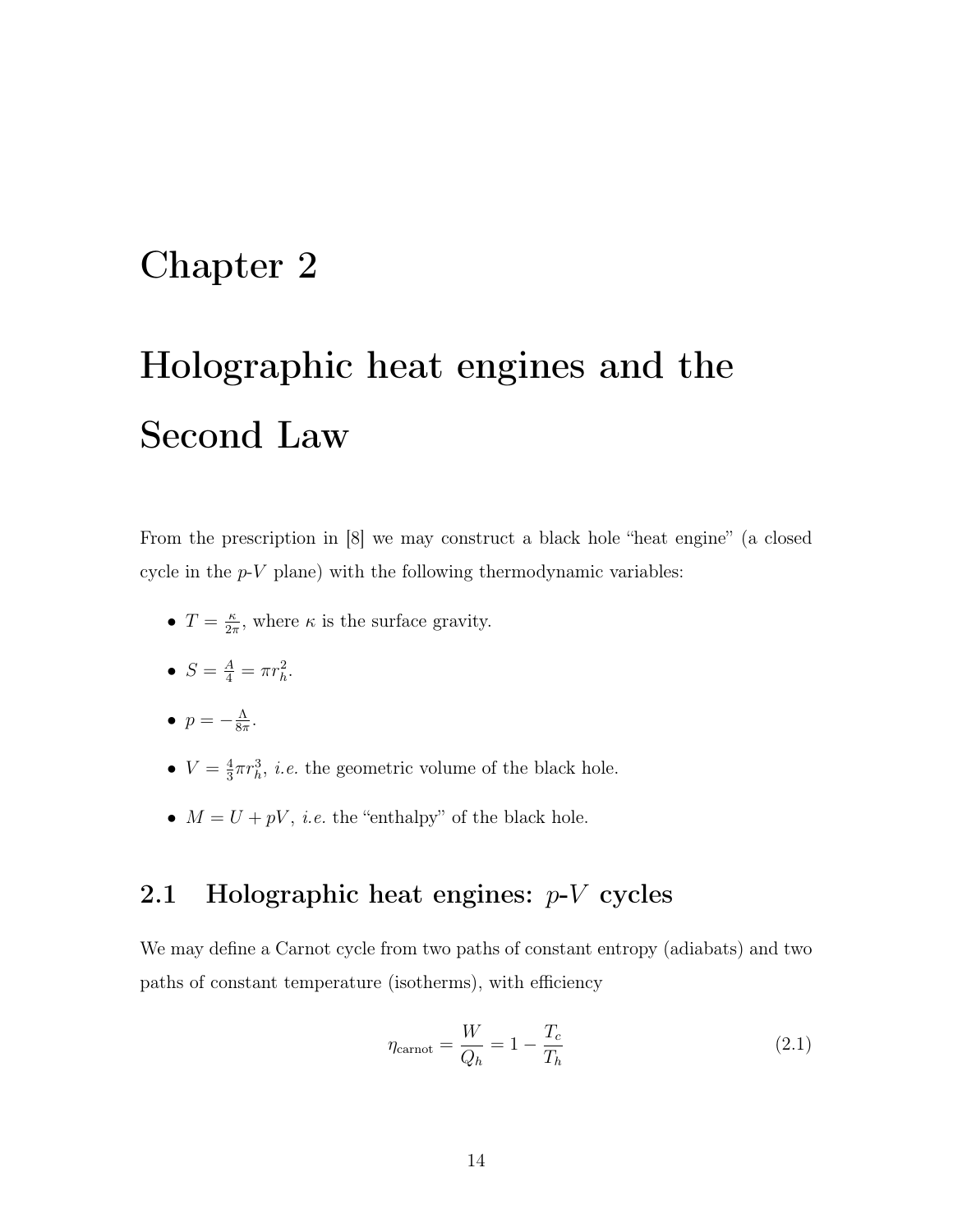# Chapter 2

# Holographic heat engines and the Second Law

From the prescription in [8] we may construct a black hole "heat engine" (a closed cycle in the $p$-$V$ plane) with the following thermodynamic variables:

- $T = \frac{\kappa}{2\pi}$, where $\kappa$ is the surface gravity.
- $S = \frac{A}{4} = \pi r_h^2$.
- $p = -\frac{\Lambda}{8\pi}$.
- $V = \frac{4}{3}\pi r_h^3$, *i.e.* the geometric volume of the black hole.
- $M = U + pV$, *i.e.* the "enthalpy" of the black hole.

## 2.1 Holographic heat engines: $p$-$V$ cycles

We may define a Carnot cycle from two paths of constant entropy (adiabats) and two paths of constant temperature (isotherms), with efficiency

$$\eta_{\text{carnot}} = \frac{W}{Q_h} = 1 - \frac{T_c}{T_h} \tag{2.1}$$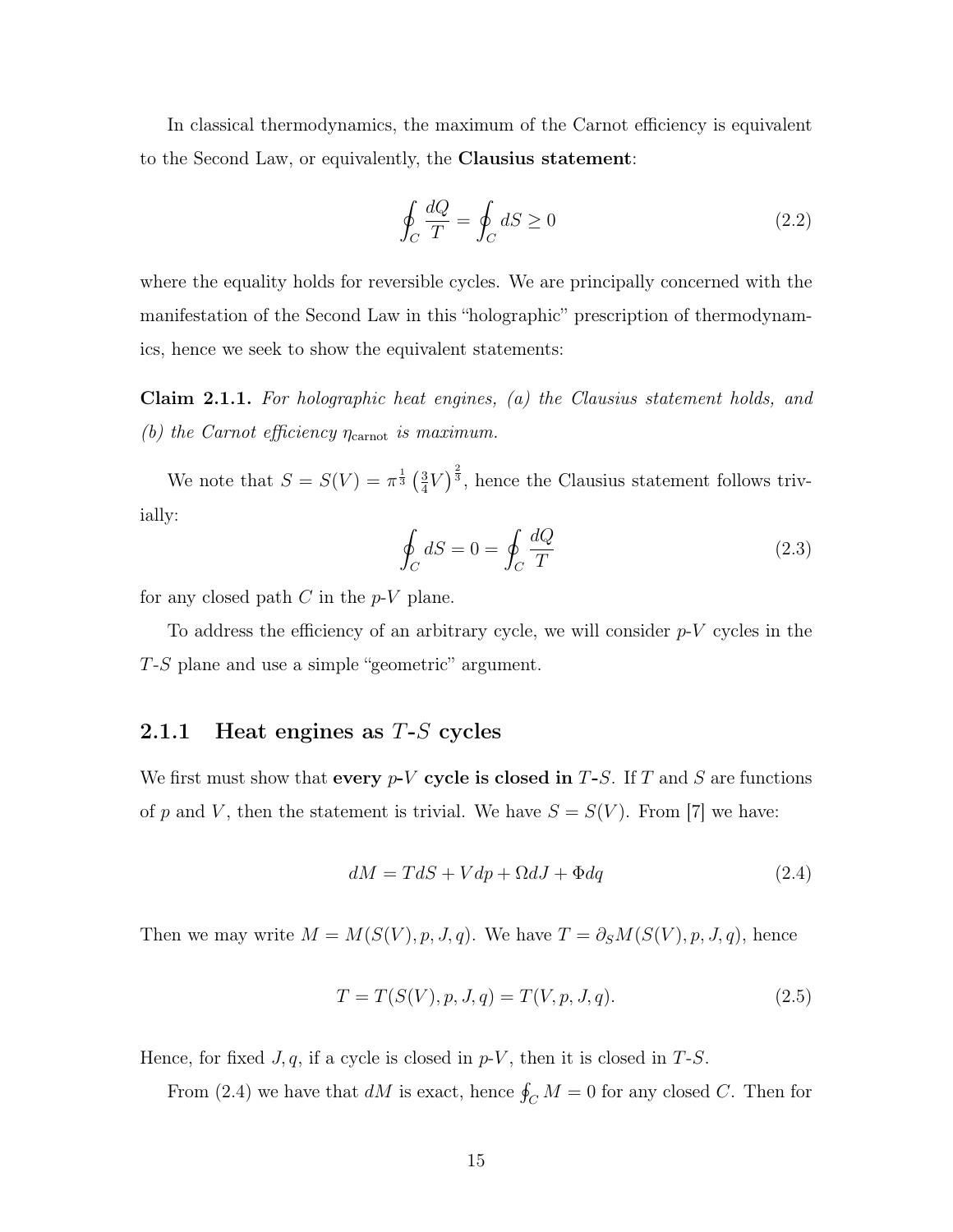In classical thermodynamics, the maximum of the Carnot efficiency is equivalent to the Second Law, or equivalently, the **Clausius statement**:

$$\oint_C \frac{dQ}{T} = \oint_C dS \geq 0 \tag{2.2}$$

where the equality holds for reversible cycles. We are principally concerned with the manifestation of the Second Law in this "holographic" prescription of thermodynamics, hence we seek to show the equivalent statements:

**Claim 2.1.1.** *For holographic heat engines, (a) the Clausius statement holds, and (b) the Carnot efficiency $\eta_{\text{carnot}}$ is maximum.*

We note that $S = S(V) = \pi^{\frac{1}{3}} \left(\frac{3}{4}V\right)^{\frac{2}{3}}$, hence the Clausius statement follows trivially:

$$\oint_C dS = 0 = \oint_C \frac{dQ}{T} \tag{2.3}$$

for any closed path $C$ in the $p$-$V$ plane.

To address the efficiency of an arbitrary cycle, we will consider $p$-$V$ cycles in the $T$-$S$ plane and use a simple "geometric" argument.

### 2.1.1 Heat engines as $T$-$S$ cycles

We first must show that **every $p$-$V$ cycle is closed in $T$-$S$.** If $T$ and $S$ are functions of $p$ and $V$, then the statement is trivial. We have $S = S(V)$. From [7] we have:

$$dM = TdS + Vdp + \Omega dJ + \Phi dq \tag{2.4}$$

Then we may write $M = M(S(V), p, J, q)$. We have $T = \partial_S M(S(V), p, J, q)$, hence

$$T = T(S(V), p, J, q) = T(V, p, J, q). \tag{2.5}$$

Hence, for fixed $J, q$, if a cycle is closed in $p$-$V$, then it is closed in $T$-$S$.

From (2.4) we have that $dM$ is exact, hence $\oint_C M = 0$ for any closed $C$. Then for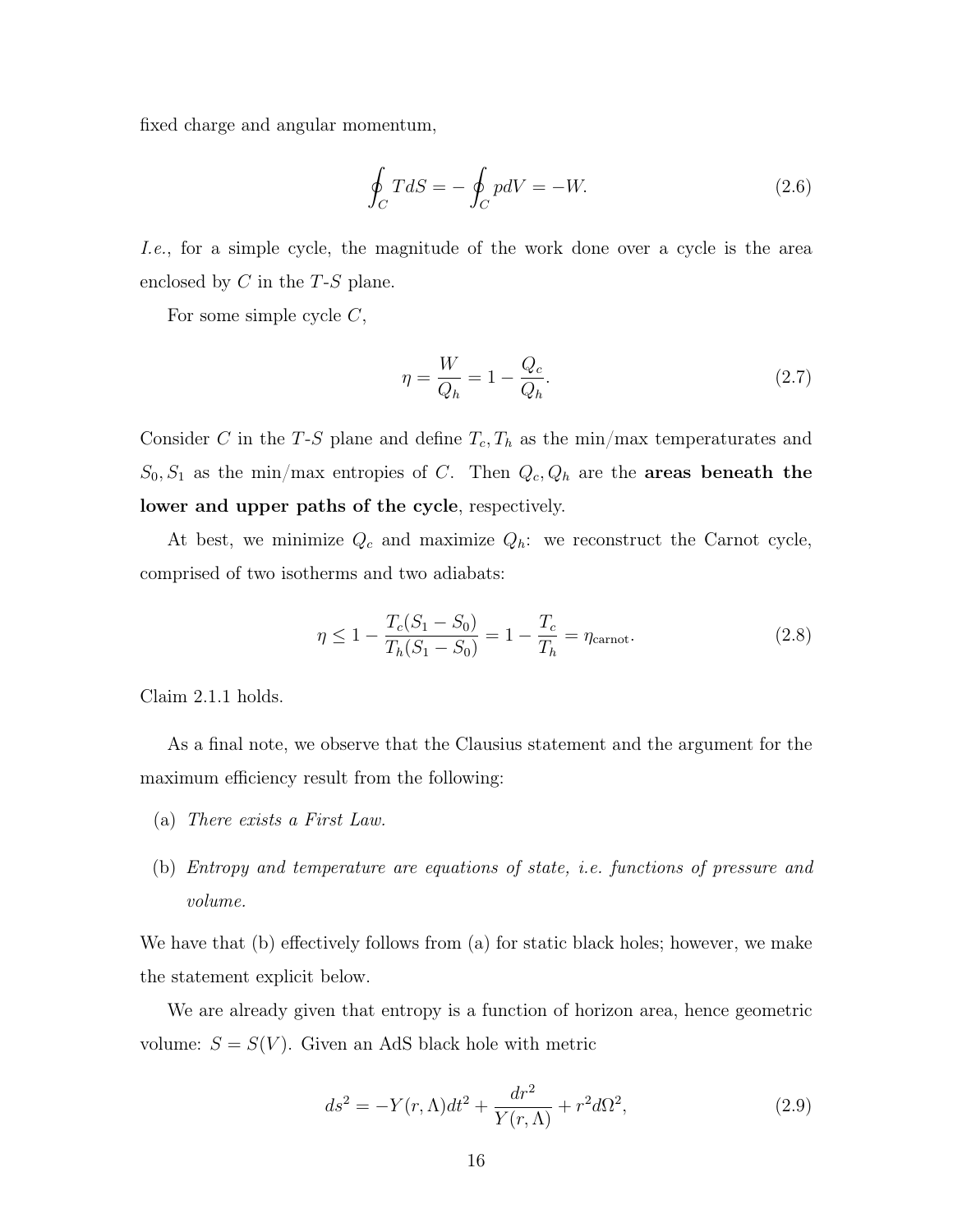fixed charge and angular momentum,

$$\oint_C TdS = -\oint_C pdV = -W. \tag{2.6}$$

*I.e.*, for a simple cycle, the magnitude of the work done over a cycle is the area enclosed by $C$ in the $T$-$S$ plane.

For some simple cycle $C$,

$$\eta = \frac{W}{Q_h} = 1 - \frac{Q_c}{Q_h}. \tag{2.7}$$

Consider $C$ in the $T$-$S$ plane and define $T_c, T_h$ as the min/max temperaturates and $S_0, S_1$ as the min/max entropies of $C$. Then $Q_c, Q_h$ are the **areas beneath the lower and upper paths of the cycle**, respectively.

At best, we minimize $Q_c$ and maximize $Q_h$: we reconstruct the Carnot cycle, comprised of two isotherms and two adiabats:

$$\eta \leq 1 - \frac{T_c(S_1 - S_0)}{T_h(S_1 - S_0)} = 1 - \frac{T_c}{T_h} = \eta_{\text{carnot}}. \tag{2.8}$$

Claim 2.1.1 holds.

As a final note, we observe that the Clausius statement and the argument for the maximum efficiency result from the following:

(a) *There exists a First Law.*

(b) *Entropy and temperature are equations of state, i.e. functions of pressure and volume.*

We have that (b) effectively follows from (a) for static black holes; however, we make the statement explicit below.

We are already given that entropy is a function of horizon area, hence geometric volume: $S = S(V)$. Given an AdS black hole with metric

$$ds^2 = -Y(r, \Lambda)dt^2 + \frac{dr^2}{Y(r, \Lambda)} + r^2 d\Omega^2, \tag{2.9}$$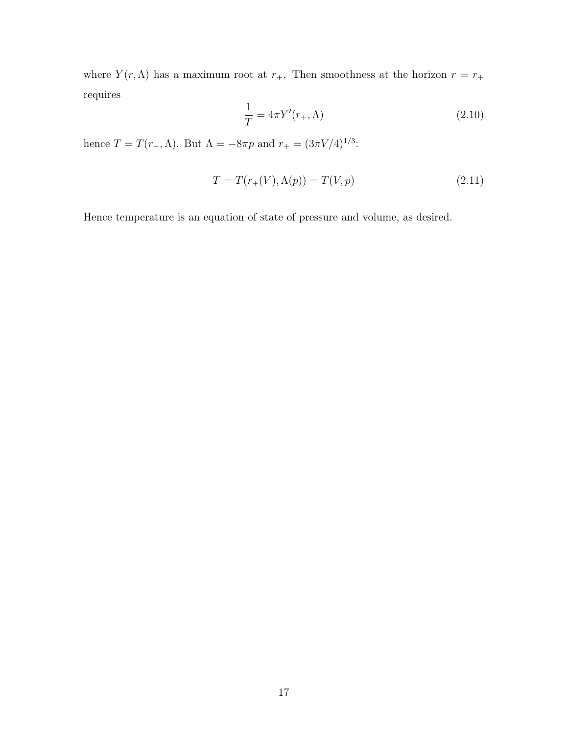where $Y(r, \Lambda)$ has a maximum root at $r_+$. Then smoothness at the horizon $r = r_+$ requires

$$\frac{1}{T} = 4\pi Y'(r_+, \Lambda) \tag{2.10}$$

hence $T = T(r_+, \Lambda)$. But $\Lambda = -8\pi p$ and $r_+ = (3\pi V/4)^{1/3}$:

$$T = T(r_+(V), \Lambda(p)) = T(V, p) \tag{2.11}$$

Hence temperature is an equation of state of pressure and volume, as desired.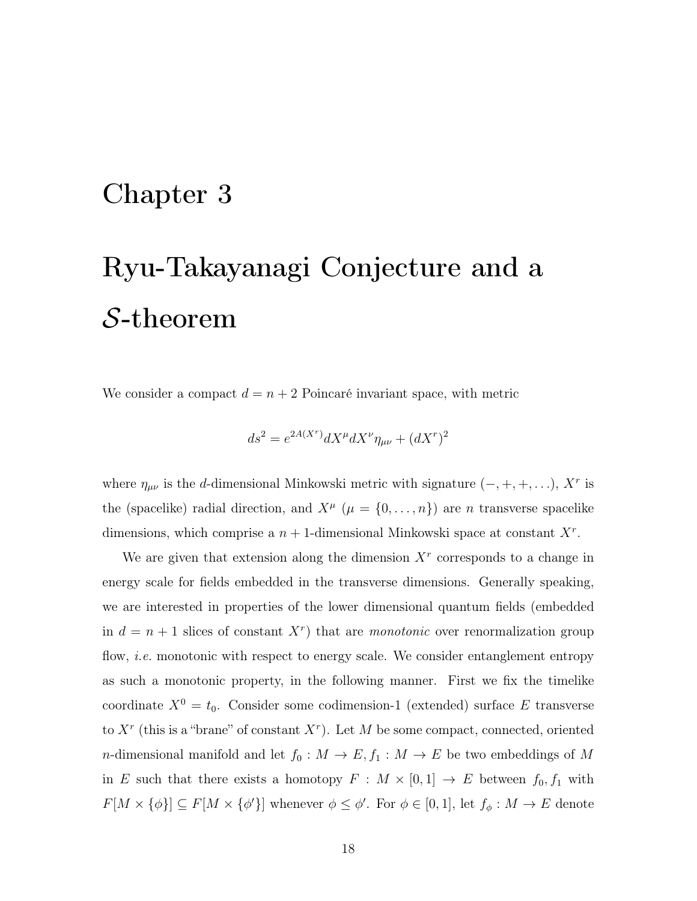# Chapter 3

# Ryu-Takayanagi Conjecture and a $\mathcal{S}$-theorem

We consider a compact $d = n + 2$ Poincaré invariant space, with metric

$$ds^2 = e^{2A(X^r)} dX^\mu dX^\nu \eta_{\mu\nu} + (dX^r)^2$$

where $\eta_{\mu\nu}$ is the $d$-dimensional Minkowski metric with signature $(-, +, +, \ldots)$, $X^r$ is the (spacelike) radial direction, and $X^\mu$ ($\mu = \{0, \ldots, n\}$) are $n$ transverse spacelike dimensions, which comprise a $n+1$-dimensional Minkowski space at constant $X^r$.

We are given that extension along the dimension $X^r$ corresponds to a change in energy scale for fields embedded in the transverse dimensions. Generally speaking, we are interested in properties of the lower dimensional quantum fields (embedded in $d = n + 1$ slices of constant $X^r$) that are *monotonic* over renormalization group flow, *i.e.* monotonic with respect to energy scale. We consider entanglement entropy as such a monotonic property, in the following manner. First we fix the timelike coordinate $X^0 = t_0$. Consider some codimension-1 (extended) surface $E$ transverse to $X^r$ (this is a "brane" of constant $X^r$). Let $M$ be some compact, connected, oriented $n$-dimensional manifold and let $f_0 : M \to E, f_1 : M \to E$ be two embeddings of $M$ in $E$ such that there exists a homotopy $F : M \times [0, 1] \to E$ between $f_0, f_1$ with $F[M \times \{\phi\}] \subseteq F[M \times \{\phi'\}]$ whenever $\phi \leq \phi'$. For $\phi \in [0, 1]$, let $f_\phi : M \to E$ denote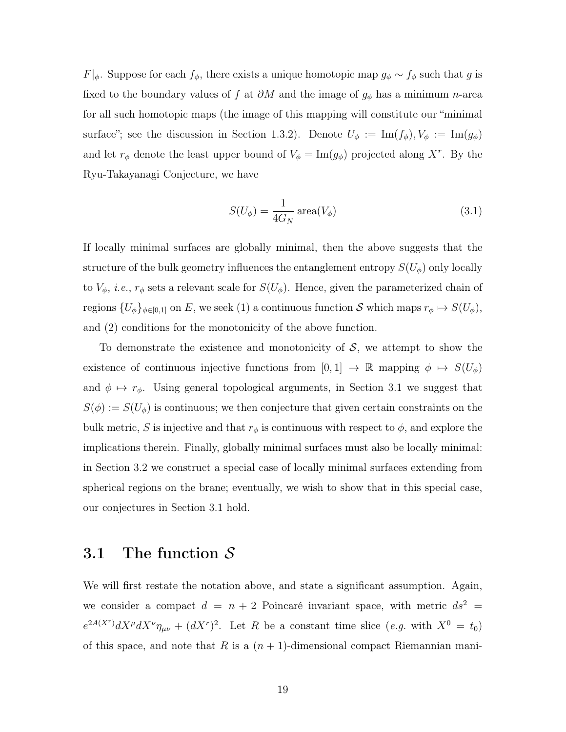$F|_\phi$. Suppose for each $f_\phi$, there exists a unique homotopic map $g_\phi \sim f_\phi$ such that $g$ is fixed to the boundary values of $f$ at $\partial M$ and the image of $g_\phi$ has a minimum $n$-area for all such homotopic maps (the image of this mapping will constitute our "minimal surface"; see the discussion in Section 1.3.2). Denote $U_\phi := \mathrm{Im}(f_\phi), V_\phi := \mathrm{Im}(g_\phi)$ and let $r_\phi$ denote the least upper bound of $V_\phi = \mathrm{Im}(g_\phi)$ projected along $X^r$. By the Ryu-Takayanagi Conjecture, we have

$$S(U_\phi) = \frac{1}{4G_N}\,\mathrm{area}(V_\phi) \tag{3.1}$$

If locally minimal surfaces are globally minimal, then the above suggests that the structure of the bulk geometry influences the entanglement entropy $S(U_\phi)$ only locally to $V_\phi$, *i.e.*, $r_\phi$ sets a relevant scale for $S(U_\phi)$. Hence, given the parameterized chain of regions $\{U_\phi\}_{\phi\in[0,1]}$ on $E$, we seek (1) a continuous function $\mathcal{S}$ which maps $r_\phi \mapsto S(U_\phi)$, and (2) conditions for the monotonicity of the above function.

To demonstrate the existence and monotonicity of $\mathcal{S}$, we attempt to show the existence of continuous injective functions from $[0,1] \to \mathbb{R}$ mapping $\phi \mapsto S(U_\phi)$ and $\phi \mapsto r_\phi$. Using general topological arguments, in Section 3.1 we suggest that $S(\phi) := S(U_\phi)$ is continuous; we then conjecture that given certain constraints on the bulk metric, $S$ is injective and that $r_\phi$ is continuous with respect to $\phi$, and explore the implications therein. Finally, globally minimal surfaces must also be locally minimal: in Section 3.2 we construct a special case of locally minimal surfaces extending from spherical regions on the brane; eventually, we wish to show that in this special case, our conjectures in Section 3.1 hold.

## 3.1 The function $\mathcal{S}$

We will first restate the notation above, and state a significant assumption. Again, we consider a compact $d = n+2$ Poincaré invariant space, with metric $ds^2 = e^{2A(X^r)}dX^\mu dX^\nu \eta_{\mu\nu} + (dX^r)^2$. Let $R$ be a constant time slice (*e.g.* with $X^0 = t_0$) of this space, and note that $R$ is a $(n+1)$-dimensional compact Riemannian mani-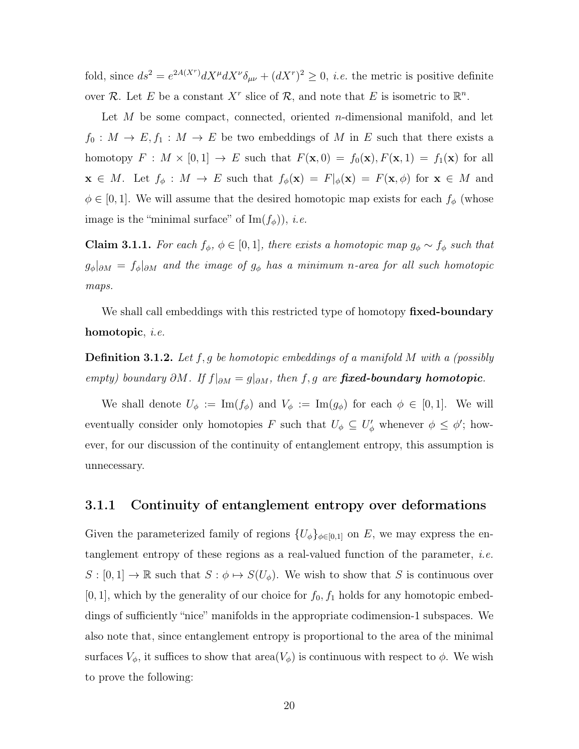fold, since $ds^2 = e^{2A(X^r)} dX^\mu dX^\nu \delta_{\mu\nu} + (dX^r)^2 \geq 0$, *i.e.* the metric is positive definite over $\mathcal{R}$. Let $E$ be a constant $X^r$ slice of $\mathcal{R}$, and note that $E$ is isometric to $\mathbb{R}^n$.

Let $M$ be some compact, connected, oriented $n$-dimensional manifold, and let $f_0 : M \to E, f_1 : M \to E$ be two embeddings of $M$ in $E$ such that there exists a homotopy $F : M \times [0,1] \to E$ such that $F(\mathbf{x}, 0) = f_0(\mathbf{x}), F(\mathbf{x}, 1) = f_1(\mathbf{x})$ for all $\mathbf{x} \in M$. Let $f_\phi : M \to E$ such that $f_\phi(\mathbf{x}) = F|_\phi(\mathbf{x}) = F(\mathbf{x}, \phi)$ for $\mathbf{x} \in M$ and $\phi \in [0,1]$. We will assume that the desired homotopic map exists for each $f_\phi$ (whose image is the "minimal surface" of $\mathrm{Im}(f_\phi)$), *i.e.*

**Claim 3.1.1.** *For each $f_\phi$, $\phi \in [0,1]$, there exists a homotopic map $g_\phi \sim f_\phi$ such that $g_\phi|_{\partial M} = f_\phi|_{\partial M}$ and the image of $g_\phi$ has a minimum $n$-area for all such homotopic maps.*

We shall call embeddings with this restricted type of homotopy **fixed-boundary homotopic**, *i.e.*

**Definition 3.1.2.** *Let $f, g$ be homotopic embeddings of a manifold $M$ with a (possibly empty) boundary $\partial M$. If $f|_{\partial M} = g|_{\partial M}$, then $f, g$ are **fixed-boundary homotopic**.*

We shall denote $U_\phi := \mathrm{Im}(f_\phi)$ and $V_\phi := \mathrm{Im}(g_\phi)$ for each $\phi \in [0,1]$. We will eventually consider only homotopies $F$ such that $U_\phi \subseteq U'_\phi$ whenever $\phi \leq \phi'$; however, for our discussion of the continuity of entanglement entropy, this assumption is unnecessary.

### 3.1.1 Continuity of entanglement entropy over deformations

Given the parameterized family of regions $\{U_\phi\}_{\phi \in [0,1]}$ on $E$, we may express the entanglement entropy of these regions as a real-valued function of the parameter, *i.e.* $S : [0,1] \to \mathbb{R}$ such that $S : \phi \mapsto S(U_\phi)$. We wish to show that $S$ is continuous over $[0,1]$, which by the generality of our choice for $f_0, f_1$ holds for any homotopic embeddings of sufficiently "nice" manifolds in the appropriate codimension-1 subspaces. We also note that, since entanglement entropy is proportional to the area of the minimal surfaces $V_\phi$, it suffices to show that $\mathrm{area}(V_\phi)$ is continuous with respect to $\phi$. We wish to prove the following: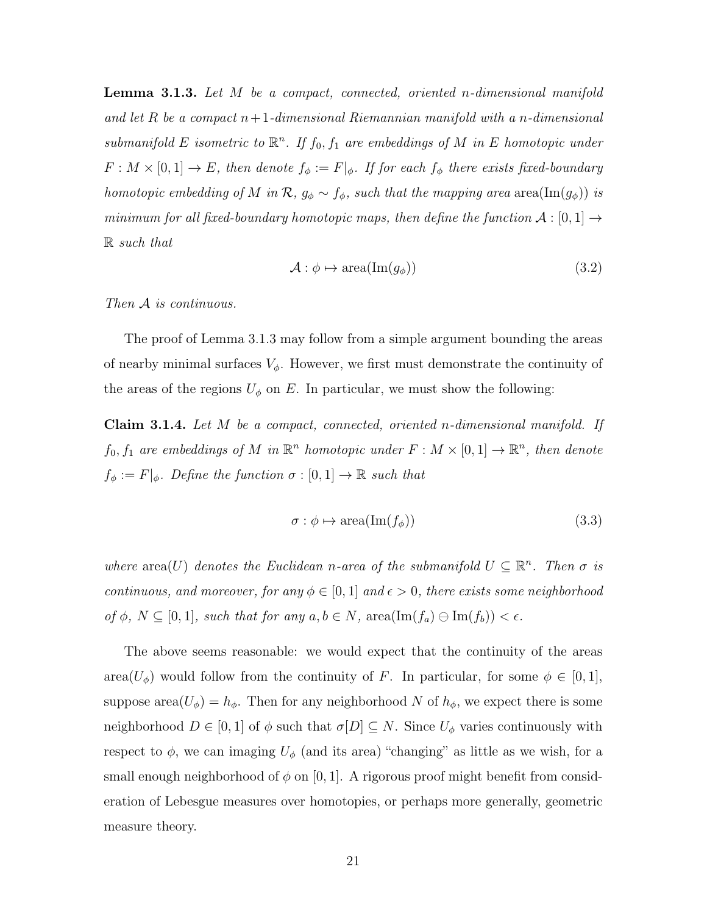**Lemma 3.1.3.** *Let $M$ be a compact, connected, oriented $n$-dimensional manifold and let $R$ be a compact $n+1$-dimensional Riemannian manifold with a $n$-dimensional submanifold $E$ isometric to $\mathbb{R}^n$. If $f_0, f_1$ are embeddings of $M$ in $E$ homotopic under $F : M \times [0,1] \to E$, then denote $f_\phi := F|_\phi$. If for each $f_\phi$ there exists fixed-boundary homotopic embedding of $M$ in $\mathcal{R}$, $g_\phi \sim f_\phi$, such that the mapping area $\text{area}(\text{Im}(g_\phi))$ is minimum for all fixed-boundary homotopic maps, then define the function $\mathcal{A} : [0,1] \to \mathbb{R}$ such that*

$$\mathcal{A} : \phi \mapsto \text{area}(\text{Im}(g_\phi)) \tag{3.2}$$

*Then $\mathcal{A}$ is continuous.*

The proof of Lemma 3.1.3 may follow from a simple argument bounding the areas of nearby minimal surfaces $V_\phi$. However, we first must demonstrate the continuity of the areas of the regions $U_\phi$ on $E$. In particular, we must show the following:

**Claim 3.1.4.** *Let $M$ be a compact, connected, oriented $n$-dimensional manifold. If $f_0, f_1$ are embeddings of $M$ in $\mathbb{R}^n$ homotopic under $F : M \times [0,1] \to \mathbb{R}^n$, then denote $f_\phi := F|_\phi$. Define the function $\sigma : [0,1] \to \mathbb{R}$ such that*

$$\sigma : \phi \mapsto \text{area}(\text{Im}(f_\phi)) \tag{3.3}$$

*where $\text{area}(U)$ denotes the Euclidean $n$-area of the submanifold $U \subseteq \mathbb{R}^n$. Then $\sigma$ is continuous, and moreover, for any $\phi \in [0,1]$ and $\epsilon > 0$, there exists some neighborhood of $\phi$, $N \subseteq [0,1]$, such that for any $a, b \in N$, $\text{area}(\text{Im}(f_a) \ominus \text{Im}(f_b)) < \epsilon$.*

The above seems reasonable: we would expect that the continuity of the areas $\text{area}(U_\phi)$ would follow from the continuity of $F$. In particular, for some $\phi \in [0,1]$, suppose $\text{area}(U_\phi) = h_\phi$. Then for any neighborhood $N$ of $h_\phi$, we expect there is some neighborhood $D \in [0,1]$ of $\phi$ such that $\sigma[D] \subseteq N$. Since $U_\phi$ varies continuously with respect to $\phi$, we can imaging $U_\phi$ (and its area) "changing" as little as we wish, for a small enough neighborhood of $\phi$ on $[0,1]$. A rigorous proof might benefit from consideration of Lebesgue measures over homotopies, or perhaps more generally, geometric measure theory.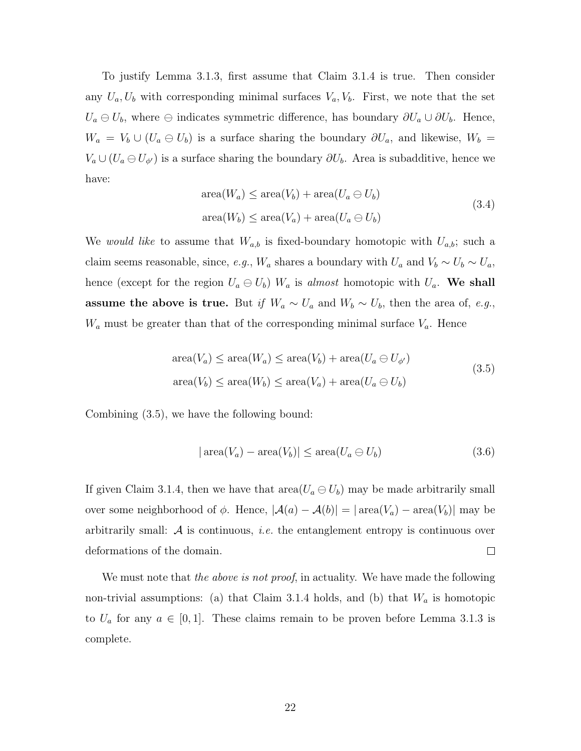To justify Lemma 3.1.3, first assume that Claim 3.1.4 is true. Then consider any $U_a, U_b$ with corresponding minimal surfaces $V_a, V_b$. First, we note that the set $U_a \ominus U_b$, where $\ominus$ indicates symmetric difference, has boundary $\partial U_a \cup \partial U_b$. Hence, $W_a = V_b \cup (U_a \ominus U_b)$ is a surface sharing the boundary $\partial U_a$, and likewise, $W_b = V_a \cup (U_a \ominus U_{\phi'})$ is a surface sharing the boundary $\partial U_b$. Area is subadditive, hence we have:

$$
\begin{aligned}
\text{area}(W_a) &\leq \text{area}(V_b) + \text{area}(U_a \ominus U_b) \\
\text{area}(W_b) &\leq \text{area}(V_a) + \text{area}(U_a \ominus U_b)
\end{aligned}
\tag{3.4}
$$

We *would like* to assume that $W_{a,b}$ is fixed-boundary homotopic with $U_{a,b}$; such a claim seems reasonable, since, *e.g.*, $W_a$ shares a boundary with $U_a$ and $V_b \sim U_b \sim U_a$, hence (except for the region $U_a \ominus U_b$) $W_a$ is *almost* homotopic with $U_a$. **We shall assume the above is true.** But *if* $W_a \sim U_a$ and $W_b \sim U_b$, then the area of, *e.g.*, $W_a$ must be greater than that of the corresponding minimal surface $V_a$. Hence

$$
\begin{aligned}
\text{area}(V_a) \leq \text{area}(W_a) &\leq \text{area}(V_b) + \text{area}(U_a \ominus U_{\phi'}) \\
\text{area}(V_b) \leq \text{area}(W_b) &\leq \text{area}(V_a) + \text{area}(U_a \ominus U_b)
\end{aligned}
\tag{3.5}
$$

Combining (3.5), we have the following bound:

$$
|\,\text{area}(V_a) - \text{area}(V_b)| \leq \text{area}(U_a \ominus U_b)
\tag{3.6}
$$

If given Claim 3.1.4, then we have that $\text{area}(U_a \ominus U_b)$ may be made arbitrarily small over some neighborhood of $\phi$. Hence, $|\mathcal{A}(a) - \mathcal{A}(b)| = |\,\text{area}(V_a) - \text{area}(V_b)|$ may be arbitrarily small: $\mathcal{A}$ is continuous, *i.e.* the entanglement entropy is continuous over deformations of the domain. □

We must note that *the above is not proof*, in actuality. We have made the following non-trivial assumptions: (a) that Claim 3.1.4 holds, and (b) that $W_a$ is homotopic to $U_a$ for any $a \in [0, 1]$. These claims remain to be proven before Lemma 3.1.3 is complete.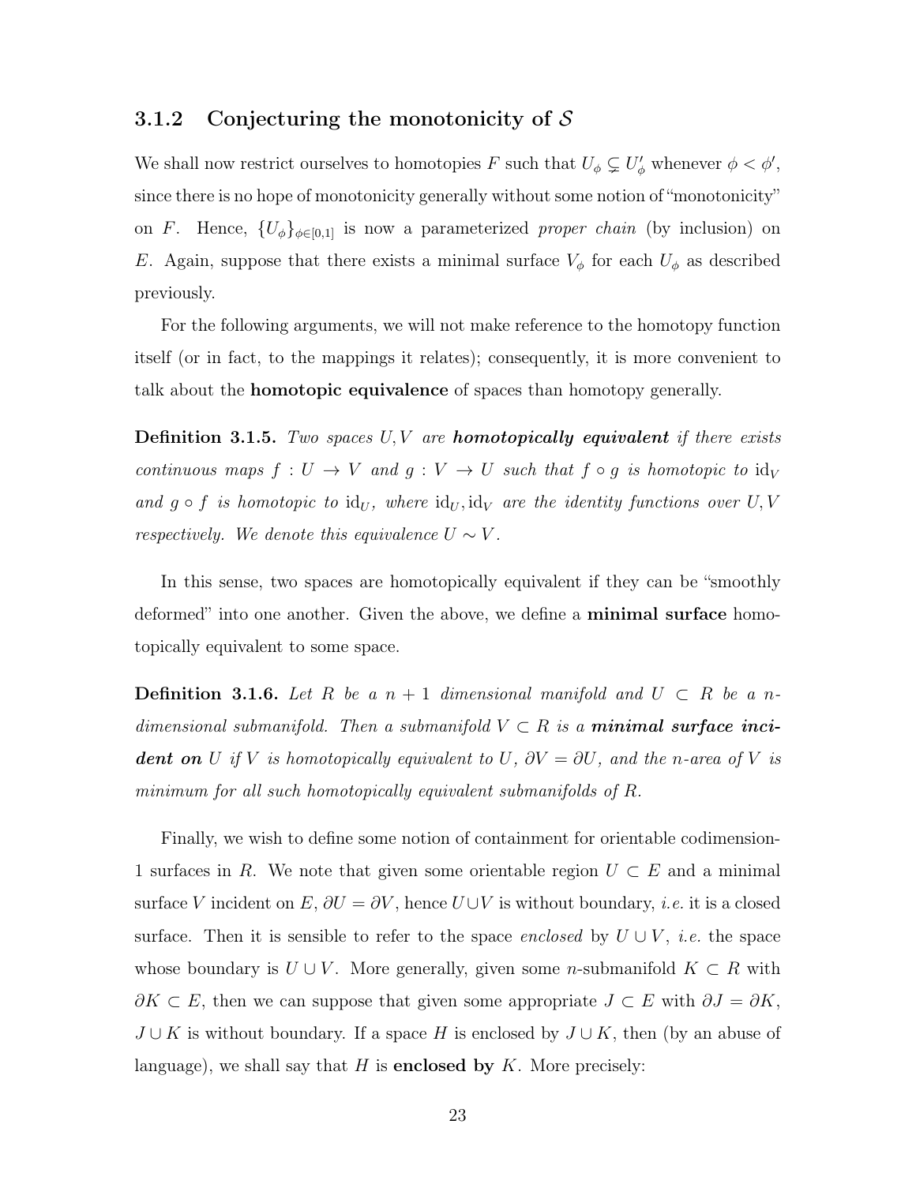### 3.1.2 Conjecturing the monotonicity of $\mathcal{S}$

We shall now restrict ourselves to homotopies $F$ such that $U_\phi \subsetneq U'_\phi$ whenever $\phi < \phi'$, since there is no hope of monotonicity generally without some notion of "monotonicity" on $F$. Hence, $\{U_\phi\}_{\phi \in [0,1]}$ is now a parameterized *proper chain* (by inclusion) on $E$. Again, suppose that there exists a minimal surface $V_\phi$ for each $U_\phi$ as described previously.

For the following arguments, we will not make reference to the homotopy function itself (or in fact, to the mappings it relates); consequently, it is more convenient to talk about the **homotopic equivalence** of spaces than homotopy generally.

**Definition 3.1.5.** *Two spaces $U, V$ are **homotopically equivalent** if there exists continuous maps $f : U \to V$ and $g : V \to U$ such that $f \circ g$ is homotopic to $\mathrm{id}_V$ and $g \circ f$ is homotopic to $\mathrm{id}_U$, where $\mathrm{id}_U, \mathrm{id}_V$ are the identity functions over $U, V$ respectively. We denote this equivalence $U \sim V$.*

In this sense, two spaces are homotopically equivalent if they can be "smoothly deformed" into one another. Given the above, we define a **minimal surface** homotopically equivalent to some space.

**Definition 3.1.6.** *Let $R$ be a $n+1$ dimensional manifold and $U \subset R$ be a $n$-dimensional submanifold. Then a submanifold $V \subset R$ is a **minimal surface incident on** $U$ if $V$ is homotopically equivalent to $U$, $\partial V = \partial U$, and the $n$-area of $V$ is minimum for all such homotopically equivalent submanifolds of $R$.*

Finally, we wish to define some notion of containment for orientable codimension-1 surfaces in $R$. We note that given some orientable region $U \subset E$ and a minimal surface $V$ incident on $E$, $\partial U = \partial V$, hence $U \cup V$ is without boundary, *i.e.* it is a closed surface. Then it is sensible to refer to the space *enclosed* by $U \cup V$, *i.e.* the space whose boundary is $U \cup V$. More generally, given some $n$-submanifold $K \subset R$ with $\partial K \subset E$, then we can suppose that given some appropriate $J \subset E$ with $\partial J = \partial K$, $J \cup K$ is without boundary. If a space $H$ is enclosed by $J \cup K$, then (by an abuse of language), we shall say that $H$ is **enclosed by** $K$. More precisely: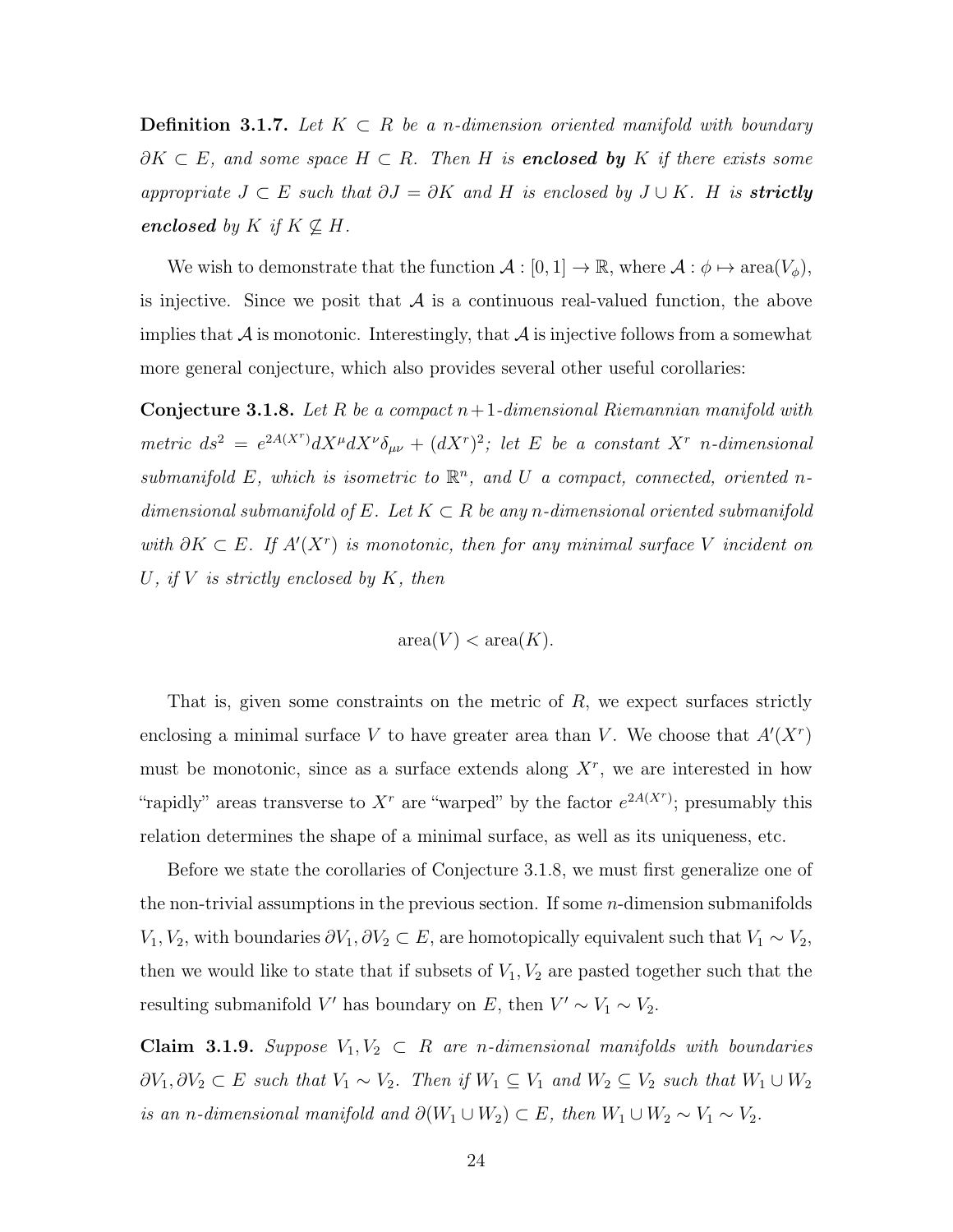**Definition 3.1.7.** *Let $K \subset R$ be a n-dimension oriented manifold with boundary $\partial K \subset E$, and some space $H \subset R$. Then $H$ is **enclosed by** $K$ if there exists some appropriate $J \subset E$ such that $\partial J = \partial K$ and $H$ is enclosed by $J \cup K$. $H$ is **strictly enclosed** by $K$ if $K \not\subseteq H$.*

We wish to demonstrate that the function $\mathcal{A} : [0, 1] \to \mathbb{R}$, where $\mathcal{A} : \phi \mapsto \text{area}(V_\phi)$, is injective. Since we posit that $\mathcal{A}$ is a continuous real-valued function, the above implies that $\mathcal{A}$ is monotonic. Interestingly, that $\mathcal{A}$ is injective follows from a somewhat more general conjecture, which also provides several other useful corollaries:

**Conjecture 3.1.8.** *Let $R$ be a compact $n+1$-dimensional Riemannian manifold with metric $ds^2 = e^{2A(X^r)} dX^\mu dX^\nu \delta_{\mu\nu} + (dX^r)^2$; let $E$ be a constant $X^r$ $n$-dimensional submanifold $E$, which is isometric to $\mathbb{R}^n$, and $U$ a compact, connected, oriented $n$-dimensional submanifold of $E$. Let $K \subset R$ be any $n$-dimensional oriented submanifold with $\partial K \subset E$. If $A'(X^r)$ is monotonic, then for any minimal surface $V$ incident on $U$, if $V$ is strictly enclosed by $K$, then*

$$\text{area}(V) < \text{area}(K).$$

That is, given some constraints on the metric of $R$, we expect surfaces strictly enclosing a minimal surface $V$ to have greater area than $V$. We choose that $A'(X^r)$ must be monotonic, since as a surface extends along $X^r$, we are interested in how "rapidly" areas transverse to $X^r$ are "warped" by the factor $e^{2A(X^r)}$; presumably this relation determines the shape of a minimal surface, as well as its uniqueness, etc.

Before we state the corollaries of Conjecture 3.1.8, we must first generalize one of the non-trivial assumptions in the previous section. If some $n$-dimension submanifolds $V_1, V_2$, with boundaries $\partial V_1, \partial V_2 \subset E$, are homotopically equivalent such that $V_1 \sim V_2$, then we would like to state that if subsets of $V_1, V_2$ are pasted together such that the resulting submanifold $V'$ has boundary on $E$, then $V' \sim V_1 \sim V_2$.

**Claim 3.1.9.** *Suppose $V_1, V_2 \subset R$ are $n$-dimensional manifolds with boundaries $\partial V_1, \partial V_2 \subset E$ such that $V_1 \sim V_2$. Then if $W_1 \subseteq V_1$ and $W_2 \subseteq V_2$ such that $W_1 \cup W_2$ is an $n$-dimensional manifold and $\partial(W_1 \cup W_2) \subset E$, then $W_1 \cup W_2 \sim V_1 \sim V_2$.*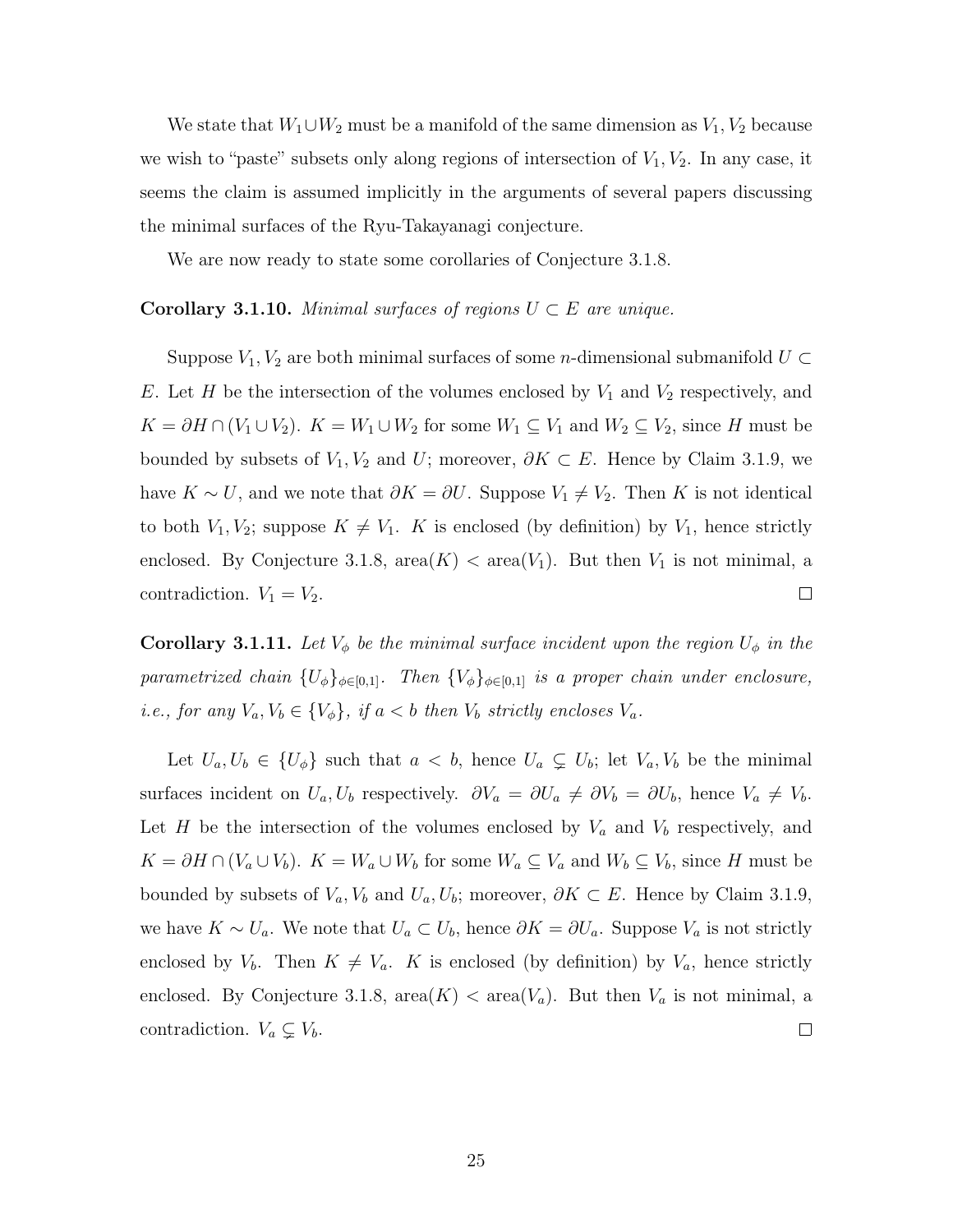We state that $W_1 \cup W_2$ must be a manifold of the same dimension as $V_1, V_2$ because we wish to "paste" subsets only along regions of intersection of $V_1, V_2$. In any case, it seems the claim is assumed implicitly in the arguments of several papers discussing the minimal surfaces of the Ryu-Takayanagi conjecture.

We are now ready to state some corollaries of Conjecture 3.1.8.

**Corollary 3.1.10.** *Minimal surfaces of regions $U \subset E$ are unique.*

Suppose $V_1, V_2$ are both minimal surfaces of some $n$-dimensional submanifold $U \subset E$. Let $H$ be the intersection of the volumes enclosed by $V_1$ and $V_2$ respectively, and $K = \partial H \cap (V_1 \cup V_2)$. $K = W_1 \cup W_2$ for some $W_1 \subseteq V_1$ and $W_2 \subseteq V_2$, since $H$ must be bounded by subsets of $V_1, V_2$ and $U$; moreover, $\partial K \subset E$. Hence by Claim 3.1.9, we have $K \sim U$, and we note that $\partial K = \partial U$. Suppose $V_1 \neq V_2$. Then $K$ is not identical to both $V_1, V_2$; suppose $K \neq V_1$. $K$ is enclosed (by definition) by $V_1$, hence strictly enclosed. By Conjecture 3.1.8, $\text{area}(K) < \text{area}(V_1)$. But then $V_1$ is not minimal, a contradiction. $V_1 = V_2$. $\square$

**Corollary 3.1.11.** *Let $V_\phi$ be the minimal surface incident upon the region $U_\phi$ in the parametrized chain $\{U_\phi\}_{\phi \in [0,1]}$. Then $\{V_\phi\}_{\phi \in [0,1]}$ is a proper chain under enclosure, i.e., for any $V_a, V_b \in \{V_\phi\}$, if $a < b$ then $V_b$ strictly encloses $V_a$.*

Let $U_a, U_b \in \{U_\phi\}$ such that $a < b$, hence $U_a \subsetneq U_b$; let $V_a, V_b$ be the minimal surfaces incident on $U_a, U_b$ respectively. $\partial V_a = \partial U_a \neq \partial V_b = \partial U_b$, hence $V_a \neq V_b$. Let $H$ be the intersection of the volumes enclosed by $V_a$ and $V_b$ respectively, and $K = \partial H \cap (V_a \cup V_b)$. $K = W_a \cup W_b$ for some $W_a \subseteq V_a$ and $W_b \subseteq V_b$, since $H$ must be bounded by subsets of $V_a, V_b$ and $U_a, U_b$; moreover, $\partial K \subset E$. Hence by Claim 3.1.9, we have $K \sim U_a$. We note that $U_a \subset U_b$, hence $\partial K = \partial U_a$. Suppose $V_a$ is not strictly enclosed by $V_b$. Then $K \neq V_a$. $K$ is enclosed (by definition) by $V_a$, hence strictly enclosed. By Conjecture 3.1.8, $\text{area}(K) < \text{area}(V_a)$. But then $V_a$ is not minimal, a contradiction. $V_a \subsetneq V_b$. $\square$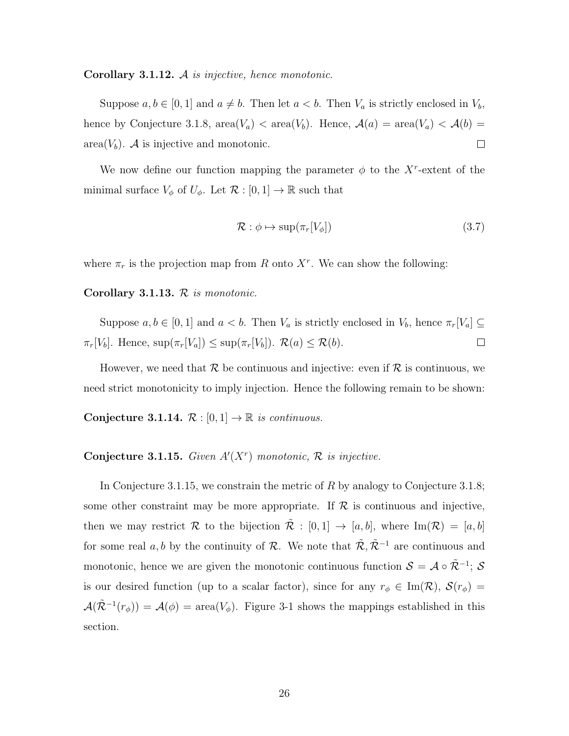**Corollary 3.1.12.** *$\mathcal{A}$ is injective, hence monotonic.*

Suppose $a, b \in [0, 1]$ and $a \neq b$. Then let $a < b$. Then $V_a$ is strictly enclosed in $V_b$, hence by Conjecture 3.1.8, $\text{area}(V_a) < \text{area}(V_b)$. Hence, $\mathcal{A}(a) = \text{area}(V_a) < \mathcal{A}(b) = \text{area}(V_b)$. $\mathcal{A}$ is injective and monotonic. $\square$

We now define our function mapping the parameter $\phi$ to the $X^r$-extent of the minimal surface $V_\phi$ of $U_\phi$. Let $\mathcal{R} : [0, 1] \to \mathbb{R}$ such that

$$\mathcal{R} : \phi \mapsto \sup(\pi_r[V_\phi]) \tag{3.7}$$

where $\pi_r$ is the projection map from $R$ onto $X^r$. We can show the following:

**Corollary 3.1.13.** *$\mathcal{R}$ is monotonic.*

Suppose $a, b \in [0, 1]$ and $a < b$. Then $V_a$ is strictly enclosed in $V_b$, hence $\pi_r[V_a] \subseteq \pi_r[V_b]$. Hence, $\sup(\pi_r[V_a]) \leq \sup(\pi_r[V_b])$. $\mathcal{R}(a) \leq \mathcal{R}(b)$. $\square$

However, we need that $\mathcal{R}$ be continuous and injective: even if $\mathcal{R}$ is continuous, we need strict monotonicity to imply injection. Hence the following remain to be shown:

**Conjecture 3.1.14.** *$\mathcal{R} : [0, 1] \to \mathbb{R}$ is continuous.*

**Conjecture 3.1.15.** *Given $A'(X^r)$ monotonic, $\mathcal{R}$ is injective.*

In Conjecture 3.1.15, we constrain the metric of $R$ by analogy to Conjecture 3.1.8; some other constraint may be more appropriate. If $\mathcal{R}$ is continuous and injective, then we may restrict $\mathcal{R}$ to the bijection $\tilde{\mathcal{R}} : [0, 1] \to [a, b]$, where $\text{Im}(\mathcal{R}) = [a, b]$ for some real $a, b$ by the continuity of $\mathcal{R}$. We note that $\tilde{\mathcal{R}}, \tilde{\mathcal{R}}^{-1}$ are continuous and monotonic, hence we are given the monotonic continuous function $\mathcal{S} = \mathcal{A} \circ \tilde{\mathcal{R}}^{-1}$; $\mathcal{S}$ is our desired function (up to a scalar factor), since for any $r_\phi \in \text{Im}(\mathcal{R})$, $\mathcal{S}(r_\phi) = \mathcal{A}(\tilde{\mathcal{R}}^{-1}(r_\phi)) = \mathcal{A}(\phi) = \text{area}(V_\phi)$. Figure 3-1 shows the mappings established in this section.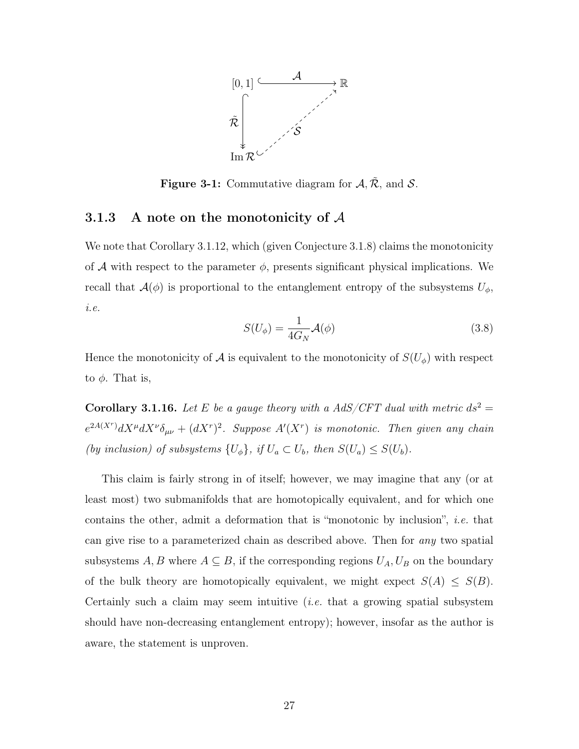$$
\begin{array}{ccc}
[0,1] & \xrightarrow{\ \mathcal{A}\ } & \mathbb{R} \\
\Big\downarrow \tilde{\mathcal{R}} & \nearrow_{\mathcal{S}} & \\
\operatorname{Im}\mathcal{R} & &
\end{array}
$$

**Figure 3-1:** Commutative diagram for $\mathcal{A}, \tilde{\mathcal{R}}$, and $\mathcal{S}$.

### 3.1.3 A note on the monotonicity of $\mathcal{A}$

We note that Corollary 3.1.12, which (given Conjecture 3.1.8) claims the monotonicity of $\mathcal{A}$ with respect to the parameter $\phi$, presents significant physical implications. We recall that $\mathcal{A}(\phi)$ is proportional to the entanglement entropy of the subsystems $U_\phi$, *i.e.*

$$
S(U_\phi) = \frac{1}{4G_N}\mathcal{A}(\phi) \tag{3.8}
$$

Hence the monotonicity of $\mathcal{A}$ is equivalent to the monotonicity of $S(U_\phi)$ with respect to $\phi$. That is,

**Corollary 3.1.16.** *Let $E$ be a gauge theory with a AdS/CFT dual with metric $ds^2 = e^{2A(X^r)}dX^\mu dX^\nu \delta_{\mu\nu} + (dX^r)^2$. Suppose $A'(X^r)$ is monotonic. Then given any chain (by inclusion) of subsystems $\{U_\phi\}$, if $U_a \subset U_b$, then $S(U_a) \leq S(U_b)$.*

This claim is fairly strong in of itself; however, we may imagine that any (or at least most) two submanifolds that are homotopically equivalent, and for which one contains the other, admit a deformation that is "monotonic by inclusion", *i.e.* that can give rise to a parameterized chain as described above. Then for *any* two spatial subsystems $A, B$ where $A \subseteq B$, if the corresponding regions $U_A, U_B$ on the boundary of the bulk theory are homotopically equivalent, we might expect $S(A) \leq S(B)$. Certainly such a claim may seem intuitive (*i.e.* that a growing spatial subsystem should have non-decreasing entanglement entropy); however, insofar as the author is aware, the statement is unproven.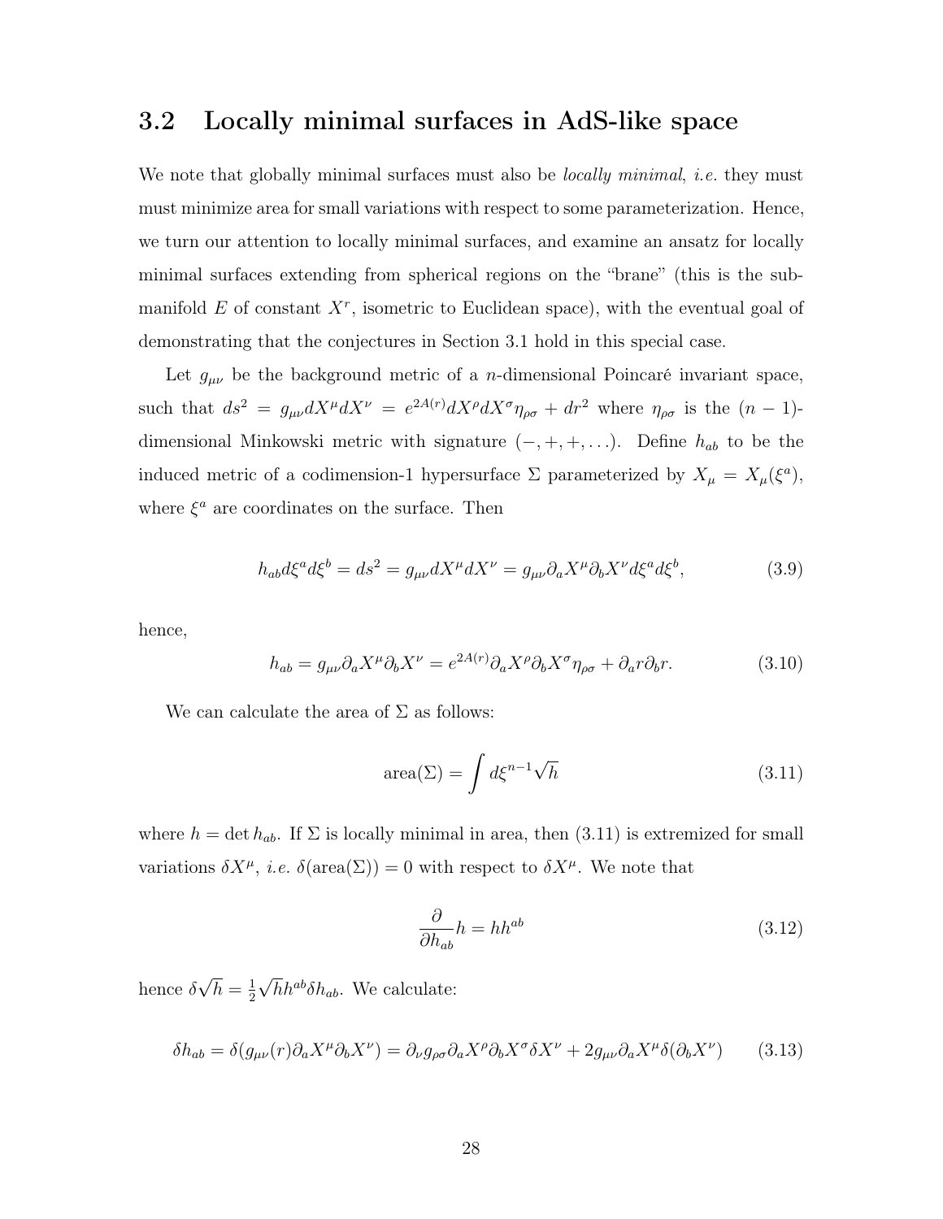## 3.2 Locally minimal surfaces in AdS-like space

We note that globally minimal surfaces must also be *locally minimal*, *i.e.* they must must minimize area for small variations with respect to some parameterization. Hence, we turn our attention to locally minimal surfaces, and examine an ansatz for locally minimal surfaces extending from spherical regions on the "brane" (this is the submanifold $E$ of constant $X^r$, isometric to Euclidean space), with the eventual goal of demonstrating that the conjectures in Section 3.1 hold in this special case.

Let $g_{\mu\nu}$ be the background metric of a $n$-dimensional Poincaré invariant space, such that $ds^2 = g_{\mu\nu}dX^\mu dX^\nu = e^{2A(r)}dX^\rho dX^\sigma \eta_{\rho\sigma} + dr^2$ where $\eta_{\rho\sigma}$ is the $(n-1)$-dimensional Minkowski metric with signature $(-, +, +, \ldots)$. Define $h_{ab}$ to be the induced metric of a codimension-1 hypersurface $\Sigma$ parameterized by $X_\mu = X_\mu(\xi^a)$, where $\xi^a$ are coordinates on the surface. Then

$$h_{ab}d\xi^a d\xi^b = ds^2 = g_{\mu\nu}dX^\mu dX^\nu = g_{\mu\nu}\partial_a X^\mu \partial_b X^\nu d\xi^a d\xi^b, \tag{3.9}$$

hence,

$$h_{ab} = g_{\mu\nu}\partial_a X^\mu \partial_b X^\nu = e^{2A(r)}\partial_a X^\rho \partial_b X^\sigma \eta_{\rho\sigma} + \partial_a r \partial_b r. \tag{3.10}$$

We can calculate the area of $\Sigma$ as follows:

$$\text{area}(\Sigma) = \int d\xi^{n-1}\sqrt{h} \tag{3.11}$$

where $h = \det h_{ab}$. If $\Sigma$ is locally minimal in area, then (3.11) is extremized for small variations $\delta X^\mu$, *i.e.* $\delta(\text{area}(\Sigma)) = 0$ with respect to $\delta X^\mu$. We note that

$$\frac{\partial}{\partial h_{ab}}h = hh^{ab} \tag{3.12}$$

hence $\delta\sqrt{h} = \frac{1}{2}\sqrt{h}h^{ab}\delta h_{ab}$. We calculate:

$$\delta h_{ab} = \delta(g_{\mu\nu}(r)\partial_a X^\mu \partial_b X^\nu) = \partial_\nu g_{\rho\sigma}\partial_a X^\rho \partial_b X^\sigma \delta X^\nu + 2g_{\mu\nu}\partial_a X^\mu \delta(\partial_b X^\nu) \tag{3.13}$$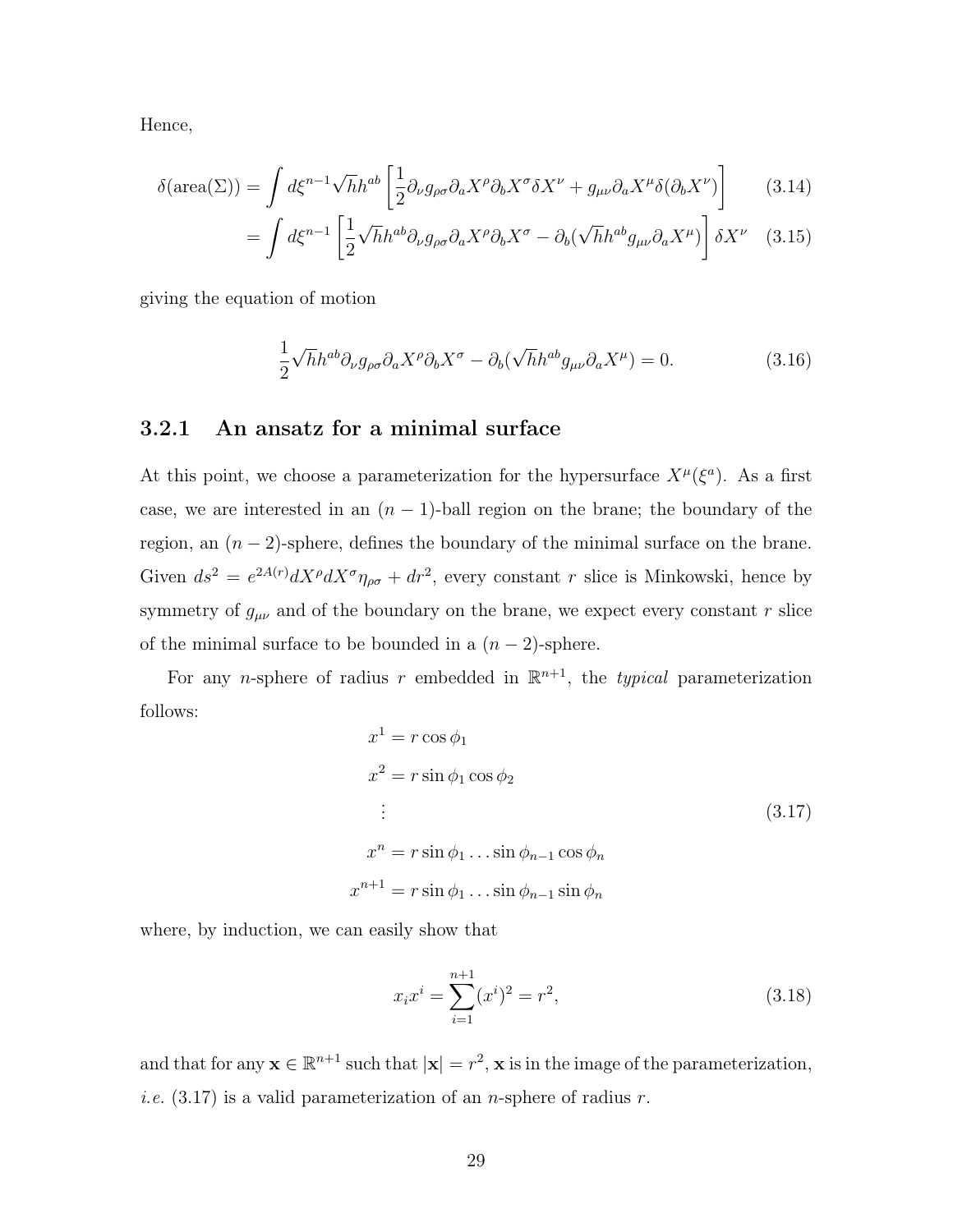Hence,

$$
\begin{aligned}
\delta(\text{area}(\Sigma)) &= \int d\xi^{n-1}\sqrt{h}h^{ab}\left[\frac{1}{2}\partial_\nu g_{\rho\sigma}\partial_a X^\rho \partial_b X^\sigma \delta X^\nu + g_{\mu\nu}\partial_a X^\mu \delta(\partial_b X^\nu)\right] && (3.14)\\
&= \int d\xi^{n-1}\left[\frac{1}{2}\sqrt{h}h^{ab}\partial_\nu g_{\rho\sigma}\partial_a X^\rho \partial_b X^\sigma - \partial_b(\sqrt{h}h^{ab}g_{\mu\nu}\partial_a X^\mu)\right]\delta X^\nu && (3.15)
\end{aligned}
$$

giving the equation of motion

$$
\frac{1}{2}\sqrt{h}h^{ab}\partial_\nu g_{\rho\sigma}\partial_a X^\rho \partial_b X^\sigma - \partial_b(\sqrt{h}h^{ab}g_{\mu\nu}\partial_a X^\mu) = 0. \tag{3.16}
$$

### 3.2.1 An ansatz for a minimal surface

At this point, we choose a parameterization for the hypersurface $X^\mu(\xi^a)$. As a first case, we are interested in an $(n-1)$-ball region on the brane; the boundary of the region, an $(n-2)$-sphere, defines the boundary of the minimal surface on the brane. Given $ds^2 = e^{2A(r)}dX^\rho dX^\sigma \eta_{\rho\sigma} + dr^2$, every constant $r$ slice is Minkowski, hence by symmetry of $g_{\mu\nu}$ and of the boundary on the brane, we expect every constant $r$ slice of the minimal surface to be bounded in a $(n-2)$-sphere.

For any $n$-sphere of radius $r$ embedded in $\mathbb{R}^{n+1}$, the *typical* parameterization follows:

$$
\begin{aligned}
x^1 &= r\cos\phi_1\\
x^2 &= r\sin\phi_1\cos\phi_2\\
&\vdots\\
x^n &= r\sin\phi_1\ldots\sin\phi_{n-1}\cos\phi_n\\
x^{n+1} &= r\sin\phi_1\ldots\sin\phi_{n-1}\sin\phi_n
\end{aligned} \tag{3.17}
$$

where, by induction, we can easily show that

$$
x_i x^i = \sum_{i=1}^{n+1}(x^i)^2 = r^2, \tag{3.18}
$$

and that for any $\mathbf{x} \in \mathbb{R}^{n+1}$ such that $|\mathbf{x}| = r^2$, $\mathbf{x}$ is in the image of the parameterization, *i.e.* (3.17) is a valid parameterization of an $n$-sphere of radius $r$.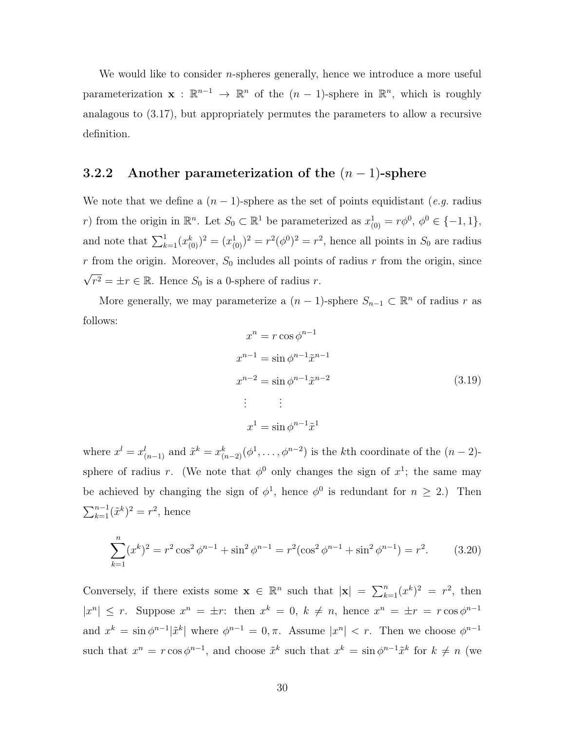We would like to consider $n$-spheres generally, hence we introduce a more useful parameterization $\mathbf{x} : \mathbb{R}^{n-1} \to \mathbb{R}^n$ of the $(n-1)$-sphere in $\mathbb{R}^n$, which is roughly analagous to (3.17), but appropriately permutes the parameters to allow a recursive definition.

### 3.2.2 Another parameterization of the $(n-1)$-sphere

We note that we define a $(n-1)$-sphere as the set of points equidistant (*e.g.* radius $r$) from the origin in $\mathbb{R}^n$. Let $S_0 \subset \mathbb{R}^1$ be parameterized as $x^1_{(0)} = r\phi^0$, $\phi^0 \in \{-1, 1\}$, and note that $\sum_{k=1}^{1}(x^k_{(0)})^2 = (x^1_{(0)})^2 = r^2(\phi^0)^2 = r^2$, hence all points in $S_0$ are radius $r$ from the origin. Moreover, $S_0$ includes all points of radius $r$ from the origin, since $\sqrt{r^2} = \pm r \in \mathbb{R}$. Hence $S_0$ is a 0-sphere of radius $r$.

More generally, we may parameterize a $(n-1)$-sphere $S_{n-1} \subset \mathbb{R}^n$ of radius $r$ as follows:

$$
\begin{aligned}
x^n &= r\cos\phi^{n-1} \\
x^{n-1} &= \sin\phi^{n-1}\tilde{x}^{n-1} \\
x^{n-2} &= \sin\phi^{n-1}\tilde{x}^{n-2} \\
\vdots \quad & \quad \vdots \\
x^1 &= \sin\phi^{n-1}\tilde{x}^1
\end{aligned}
\tag{3.19}
$$

where $x^l = x^l_{(n-1)}$ and $\tilde{x}^k = x^k_{(n-2)}(\phi^1, \ldots, \phi^{n-2})$ is the $k$th coordinate of the $(n-2)$-sphere of radius $r$. (We note that $\phi^0$ only changes the sign of $x^1$; the same may be achieved by changing the sign of $\phi^1$, hence $\phi^0$ is redundant for $n \geq 2$.) Then $\sum_{k=1}^{n-1}(\tilde{x}^k)^2 = r^2$, hence

$$
\sum_{k=1}^{n}(x^k)^2 = r^2\cos^2\phi^{n-1} + \sin^2\phi^{n-1} = r^2(\cos^2\phi^{n-1} + \sin^2\phi^{n-1}) = r^2. \tag{3.20}
$$

Conversely, if there exists some $\mathbf{x} \in \mathbb{R}^n$ such that $|\mathbf{x}| = \sum_{k=1}^{n}(x^k)^2 = r^2$, then $|x^n| \leq r$. Suppose $x^n = \pm r$: then $x^k = 0$, $k \neq n$, hence $x^n = \pm r = r\cos\phi^{n-1}$ and $x^k = \sin\phi^{n-1}|\tilde{x}^k|$ where $\phi^{n-1} = 0, \pi$. Assume $|x^n| < r$. Then we choose $\phi^{n-1}$ such that $x^n = r\cos\phi^{n-1}$, and choose $\tilde{x}^k$ such that $x^k = \sin\phi^{n-1}\tilde{x}^k$ for $k \neq n$ (we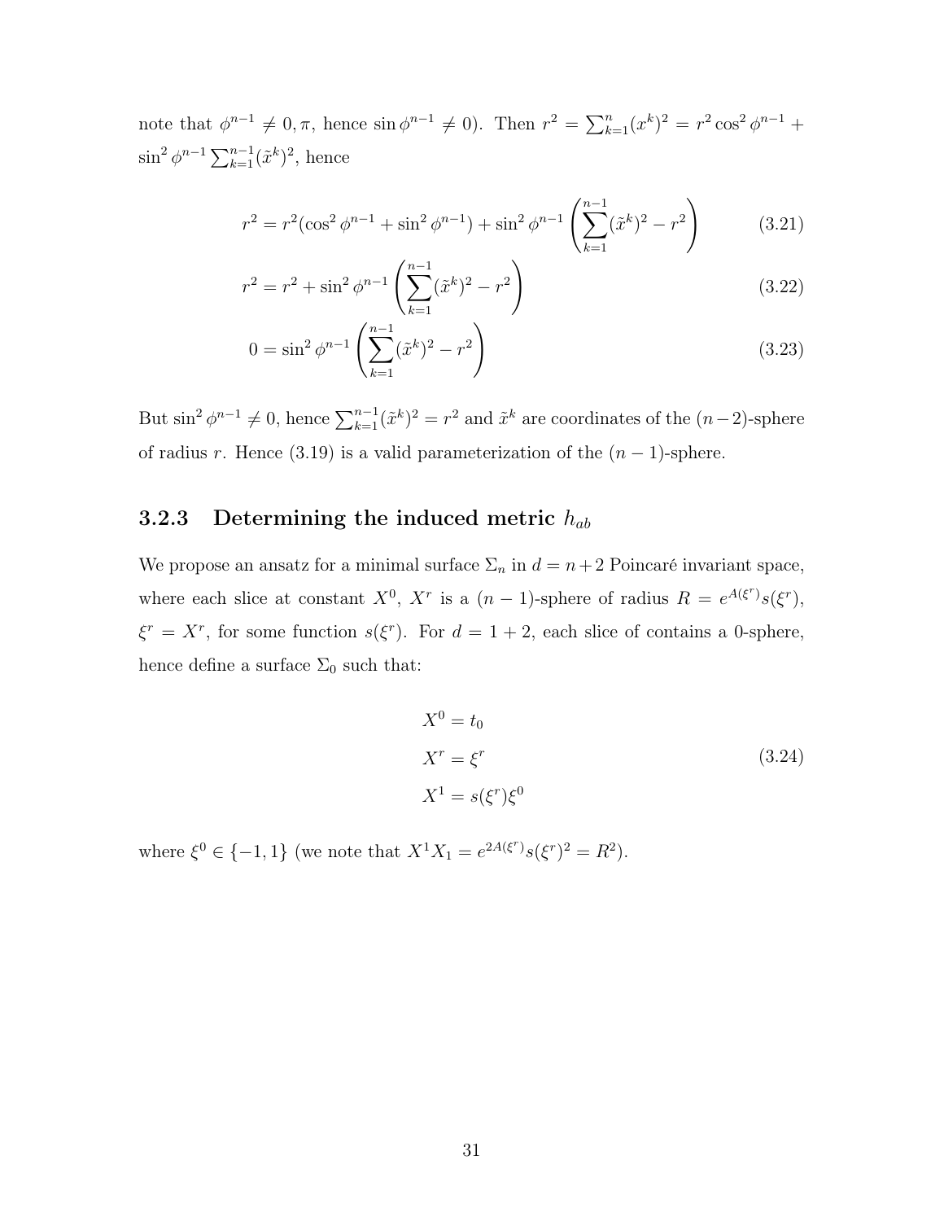note that $\phi^{n-1} \neq 0, \pi$, hence $\sin \phi^{n-1} \neq 0$). Then $r^2 = \sum_{k=1}^{n} (x^k)^2 = r^2 \cos^2 \phi^{n-1} + \sin^2 \phi^{n-1} \sum_{k=1}^{n-1} (\tilde{x}^k)^2$, hence

$$r^2 = r^2(\cos^2 \phi^{n-1} + \sin^2 \phi^{n-1}) + \sin^2 \phi^{n-1} \left( \sum_{k=1}^{n-1} (\tilde{x}^k)^2 - r^2 \right) \tag{3.21}$$

$$r^2 = r^2 + \sin^2 \phi^{n-1} \left( \sum_{k=1}^{n-1} (\tilde{x}^k)^2 - r^2 \right) \tag{3.22}$$

$$0 = \sin^2 \phi^{n-1} \left( \sum_{k=1}^{n-1} (\tilde{x}^k)^2 - r^2 \right) \tag{3.23}$$

But $\sin^2 \phi^{n-1} \neq 0$, hence $\sum_{k=1}^{n-1} (\tilde{x}^k)^2 = r^2$ and $\tilde{x}^k$ are coordinates of the $(n-2)$-sphere of radius $r$. Hence (3.19) is a valid parameterization of the $(n-1)$-sphere.

### 3.2.3 Determining the induced metric $h_{ab}$

We propose an ansatz for a minimal surface $\Sigma_n$ in $d = n+2$ Poincaré invariant space, where each slice at constant $X^0$, $X^r$ is a $(n-1)$-sphere of radius $R = e^{A(\xi^r)} s(\xi^r)$, $\xi^r = X^r$, for some function $s(\xi^r)$. For $d = 1+2$, each slice of contains a 0-sphere, hence define a surface $\Sigma_0$ such that:

$$\begin{aligned} X^0 &= t_0 \\ X^r &= \xi^r \\ X^1 &= s(\xi^r)\xi^0 \end{aligned} \tag{3.24}$$

where $\xi^0 \in \{-1, 1\}$ (we note that $X^1 X_1 = e^{2A(\xi^r)} s(\xi^r)^2 = R^2$).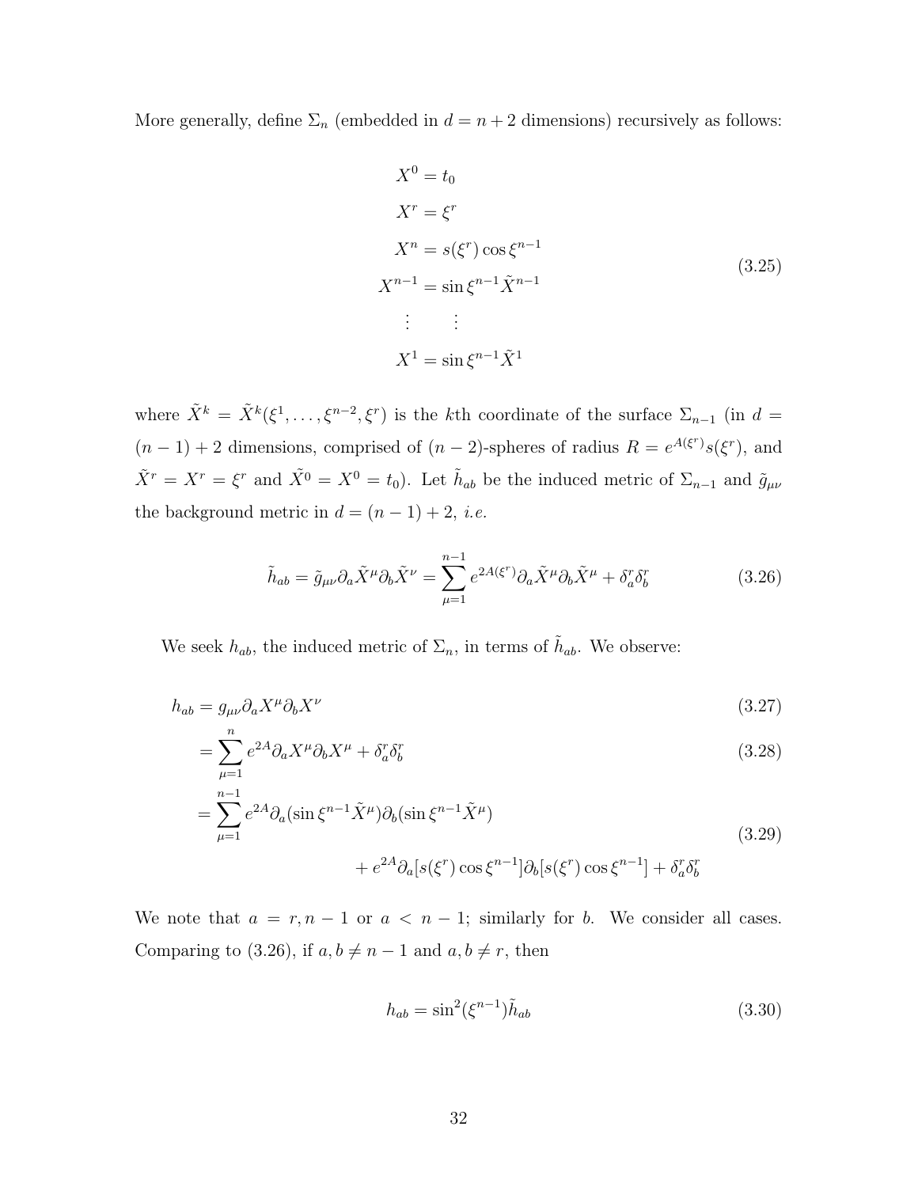More generally, define $\Sigma_n$ (embedded in $d = n + 2$ dimensions) recursively as follows:

$$
\begin{aligned}
X^0 &= t_0 \\
X^r &= \xi^r \\
X^n &= s(\xi^r) \cos \xi^{n-1} \\
X^{n-1} &= \sin \xi^{n-1} \tilde{X}^{n-1} \\
\vdots \quad & \quad \vdots \\
X^1 &= \sin \xi^{n-1} \tilde{X}^1
\end{aligned}
\tag{3.25}
$$

where $\tilde{X}^k = \tilde{X}^k(\xi^1, \ldots, \xi^{n-2}, \xi^r)$ is the $k$th coordinate of the surface $\Sigma_{n-1}$ (in $d = (n-1) + 2$ dimensions, comprised of $(n-2)$-spheres of radius $R = e^{A(\xi^r)} s(\xi^r)$, and $\tilde{X}^r = X^r = \xi^r$ and $\tilde{X}^0 = X^0 = t_0$). Let $\tilde{h}_{ab}$ be the induced metric of $\Sigma_{n-1}$ and $\tilde{g}_{\mu\nu}$ the background metric in $d = (n-1) + 2$, *i.e.*

$$
\tilde{h}_{ab} = \tilde{g}_{\mu\nu} \partial_a \tilde{X}^\mu \partial_b \tilde{X}^\nu = \sum_{\mu=1}^{n-1} e^{2A(\xi^r)} \partial_a \tilde{X}^\mu \partial_b \tilde{X}^\mu + \delta_a^r \delta_b^r \tag{3.26}
$$

We seek $h_{ab}$, the induced metric of $\Sigma_n$, in terms of $\tilde{h}_{ab}$. We observe:

$$
h_{ab} = g_{\mu\nu} \partial_a X^\mu \partial_b X^\nu \tag{3.27}
$$

$$
= \sum_{\mu=1}^{n} e^{2A} \partial_a X^\mu \partial_b X^\mu + \delta_a^r \delta_b^r \tag{3.28}
$$

$$
\begin{aligned}
= \sum_{\mu=1}^{n-1} & e^{2A} \partial_a (\sin \xi^{n-1} \tilde{X}^\mu) \partial_b (\sin \xi^{n-1} \tilde{X}^\mu) \\
& + e^{2A} \partial_a [s(\xi^r) \cos \xi^{n-1}] \partial_b [s(\xi^r) \cos \xi^{n-1}] + \delta_a^r \delta_b^r
\end{aligned}
\tag{3.29}
$$

We note that $a = r, n-1$ or $a < n-1$; similarly for $b$. We consider all cases. Comparing to (3.26), if $a, b \neq n-1$ and $a, b \neq r$, then

$$
h_{ab} = \sin^2(\xi^{n-1}) \tilde{h}_{ab} \tag{3.30}
$$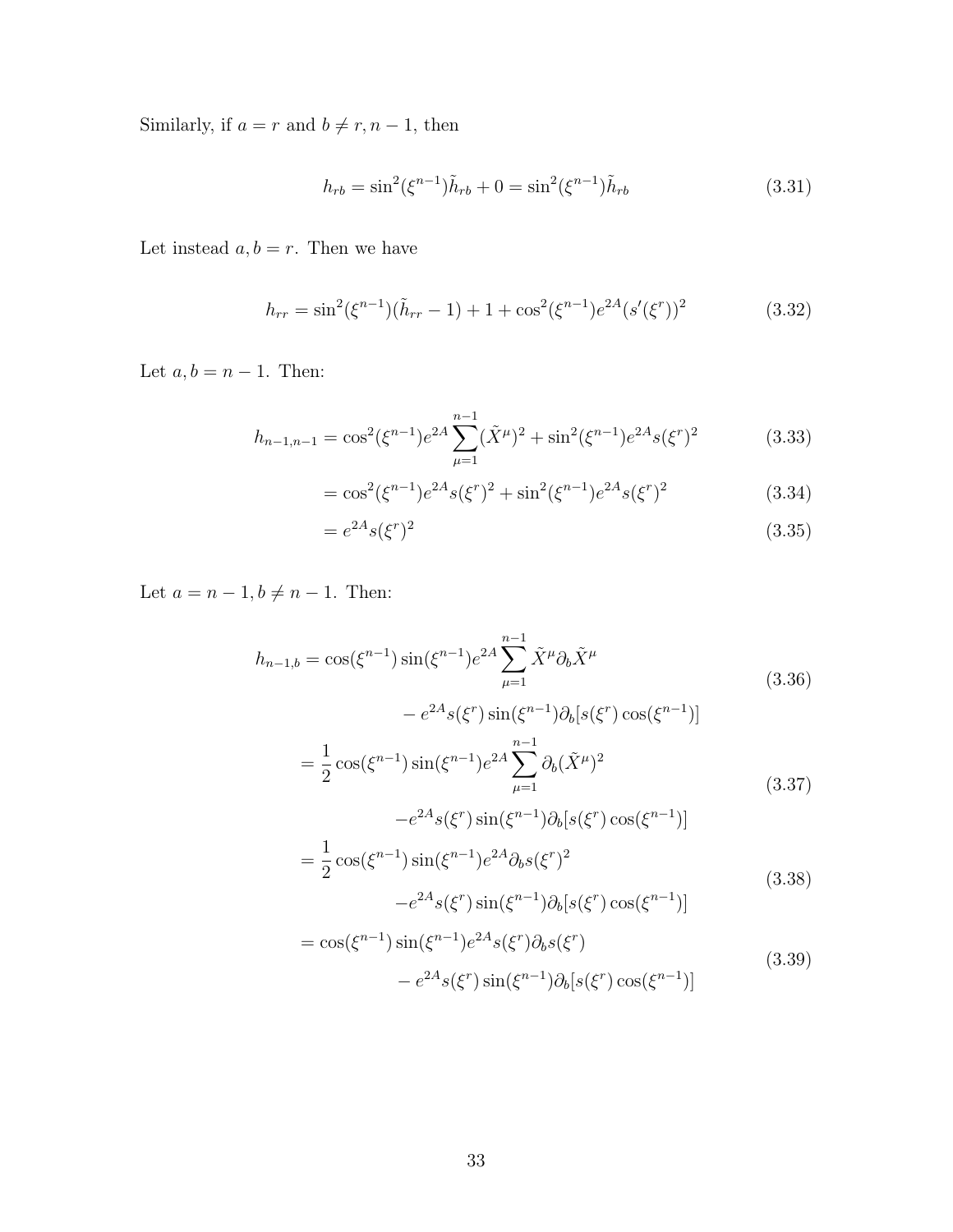Similarly, if $a = r$ and $b \neq r, n-1$, then

$$h_{rb} = \sin^2(\xi^{n-1})\tilde{h}_{rb} + 0 = \sin^2(\xi^{n-1})\tilde{h}_{rb} \tag{3.31}$$

Let instead $a, b = r$. Then we have

$$h_{rr} = \sin^2(\xi^{n-1})(\tilde{h}_{rr} - 1) + 1 + \cos^2(\xi^{n-1})e^{2A}(s'(\xi^r))^2 \tag{3.32}$$

Let $a, b = n-1$. Then:

$$\begin{aligned}
h_{n-1,n-1} &= \cos^2(\xi^{n-1})e^{2A}\sum_{\mu=1}^{n-1}(\tilde{X}^\mu)^2 + \sin^2(\xi^{n-1})e^{2A}s(\xi^r)^2 && (3.33)\\
&= \cos^2(\xi^{n-1})e^{2A}s(\xi^r)^2 + \sin^2(\xi^{n-1})e^{2A}s(\xi^r)^2 && (3.34)\\
&= e^{2A}s(\xi^r)^2 && (3.35)
\end{aligned}$$

Let $a = n-1, b \neq n-1$. Then:

$$\begin{aligned}
h_{n-1,b} &= \cos(\xi^{n-1})\sin(\xi^{n-1})e^{2A}\sum_{\mu=1}^{n-1}\tilde{X}^\mu\partial_b\tilde{X}^\mu \\
&\qquad - e^{2A}s(\xi^r)\sin(\xi^{n-1})\partial_b[s(\xi^r)\cos(\xi^{n-1})] && (3.36)\\
&= \frac{1}{2}\cos(\xi^{n-1})\sin(\xi^{n-1})e^{2A}\sum_{\mu=1}^{n-1}\partial_b(\tilde{X}^\mu)^2 \\
&\qquad - e^{2A}s(\xi^r)\sin(\xi^{n-1})\partial_b[s(\xi^r)\cos(\xi^{n-1})] && (3.37)\\
&= \frac{1}{2}\cos(\xi^{n-1})\sin(\xi^{n-1})e^{2A}\partial_b s(\xi^r)^2 \\
&\qquad - e^{2A}s(\xi^r)\sin(\xi^{n-1})\partial_b[s(\xi^r)\cos(\xi^{n-1})] && (3.38)\\
&= \cos(\xi^{n-1})\sin(\xi^{n-1})e^{2A}s(\xi^r)\partial_b s(\xi^r) \\
&\qquad - e^{2A}s(\xi^r)\sin(\xi^{n-1})\partial_b[s(\xi^r)\cos(\xi^{n-1})] && (3.39)
\end{aligned}$$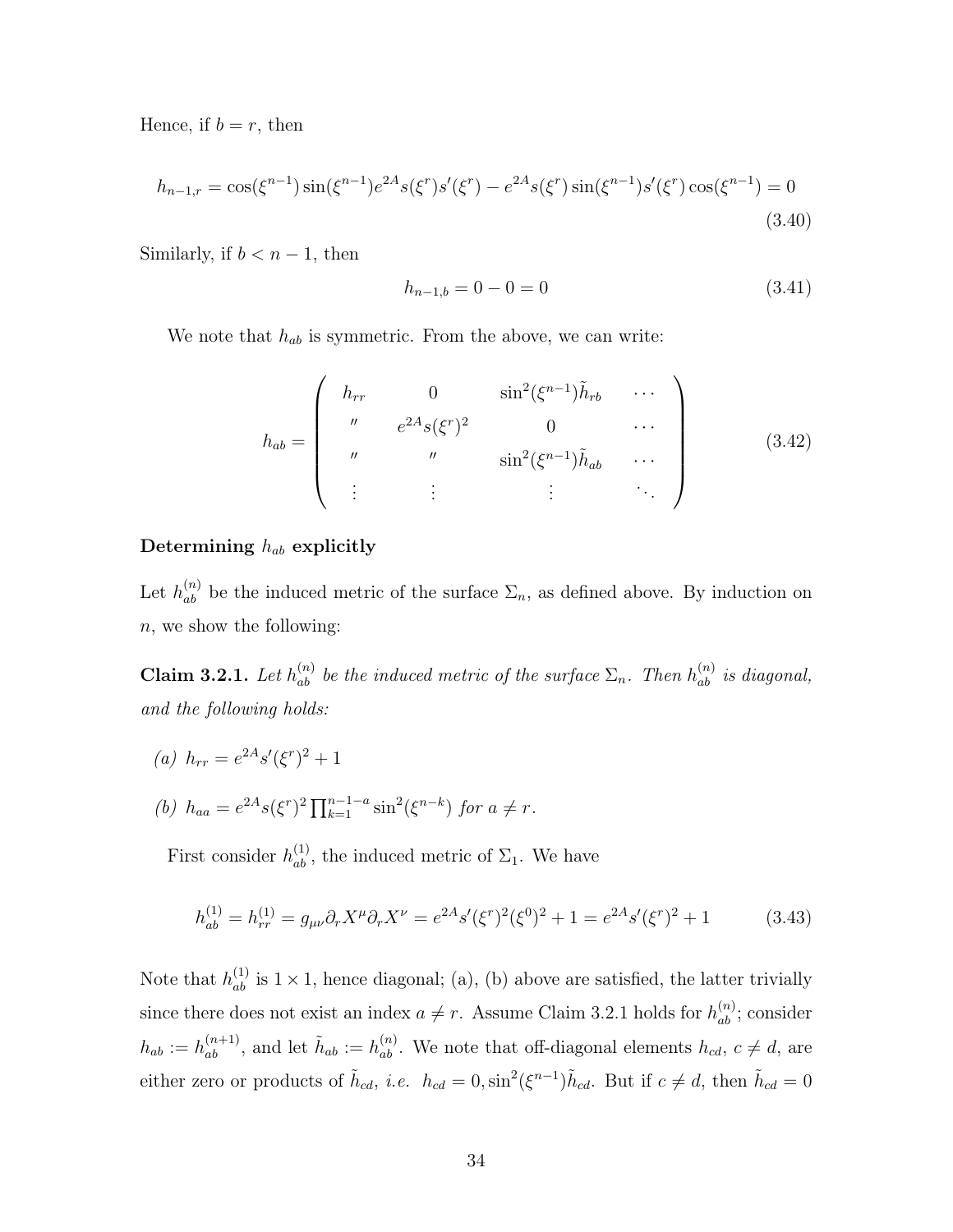Hence, if $b = r$, then

$$h_{n-1,r} = \cos(\xi^{n-1})\sin(\xi^{n-1})e^{2A}s(\xi^r)s'(\xi^r) - e^{2A}s(\xi^r)\sin(\xi^{n-1})s'(\xi^r)\cos(\xi^{n-1}) = 0 \tag{3.40}$$

Similarly, if $b < n-1$, then

$$h_{n-1,b} = 0 - 0 = 0 \tag{3.41}$$

We note that $h_{ab}$ is symmetric. From the above, we can write:

$$h_{ab} = \begin{pmatrix} h_{rr} & 0 & \sin^2(\xi^{n-1})\tilde{h}_{rb} & \cdots \\ '' & e^{2A}s(\xi^r)^2 & 0 & \cdots \\ '' & '' & \sin^2(\xi^{n-1})\tilde{h}_{ab} & \cdots \\ \vdots & \vdots & \vdots & \ddots \end{pmatrix} \tag{3.42}$$

**Determining $h_{ab}$ explicitly**

Let $h_{ab}^{(n)}$ be the induced metric of the surface $\Sigma_n$, as defined above. By induction on $n$, we show the following:

**Claim 3.2.1.** *Let $h_{ab}^{(n)}$ be the induced metric of the surface $\Sigma_n$. Then $h_{ab}^{(n)}$ is diagonal, and the following holds:*

*(a)* $h_{rr} = e^{2A}s'(\xi^r)^2 + 1$

*(b)* $h_{aa} = e^{2A}s(\xi^r)^2 \prod_{k=1}^{n-1-a} \sin^2(\xi^{n-k})$ *for* $a \neq r$.

First consider $h_{ab}^{(1)}$, the induced metric of $\Sigma_1$. We have

$$h_{ab}^{(1)} = h_{rr}^{(1)} = g_{\mu\nu}\partial_r X^\mu \partial_r X^\nu = e^{2A}s'(\xi^r)^2(\xi^0)^2 + 1 = e^{2A}s'(\xi^r)^2 + 1 \tag{3.43}$$

Note that $h_{ab}^{(1)}$ is $1 \times 1$, hence diagonal; (a), (b) above are satisfied, the latter trivially since there does not exist an index $a \neq r$. Assume Claim 3.2.1 holds for $h_{ab}^{(n)}$; consider $h_{ab} := h_{ab}^{(n+1)}$, and let $\tilde{h}_{ab} := h_{ab}^{(n)}$. We note that off-diagonal elements $h_{cd}$, $c \neq d$, are either zero or products of $\tilde{h}_{cd}$, *i.e.* $h_{cd} = 0, \sin^2(\xi^{n-1})\tilde{h}_{cd}$. But if $c \neq d$, then $\tilde{h}_{cd} = 0$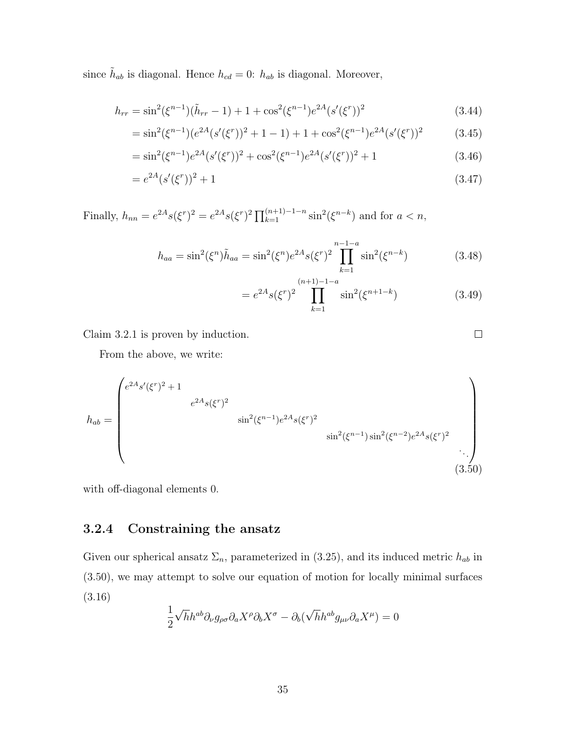since $\tilde{h}_{ab}$ is diagonal. Hence $h_{cd} = 0$: $h_{ab}$ is diagonal. Moreover,

$$
\begin{aligned}
h_{rr} &= \sin^2(\xi^{n-1})(\tilde{h}_{rr} - 1) + 1 + \cos^2(\xi^{n-1}) e^{2A}(s'(\xi^r))^2 &(3.44)\\
&= \sin^2(\xi^{n-1})(e^{2A}(s'(\xi^r))^2 + 1 - 1) + 1 + \cos^2(\xi^{n-1}) e^{2A}(s'(\xi^r))^2 &(3.45)\\
&= \sin^2(\xi^{n-1}) e^{2A}(s'(\xi^r))^2 + \cos^2(\xi^{n-1}) e^{2A}(s'(\xi^r))^2 + 1 &(3.46)\\
&= e^{2A}(s'(\xi^r))^2 + 1 &(3.47)
\end{aligned}
$$

Finally, $h_{nn} = e^{2A}s(\xi^r)^2 = e^{2A}s(\xi^r)^2 \prod_{k=1}^{(n+1)-1-n} \sin^2(\xi^{n-k})$ and for $a < n$,

$$
\begin{aligned}
h_{aa} = \sin^2(\xi^n)\tilde{h}_{aa} &= \sin^2(\xi^n) e^{2A} s(\xi^r)^2 \prod_{k=1}^{n-1-a} \sin^2(\xi^{n-k}) &(3.48)\\
&= e^{2A} s(\xi^r)^2 \prod_{k=1}^{(n+1)-1-a} \sin^2(\xi^{n+1-k}) &(3.49)
\end{aligned}
$$

Claim 3.2.1 is proven by induction. $\square$

From the above, we write:

$$
h_{ab} = \begin{pmatrix}
e^{2A}s'(\xi^r)^2 + 1 & & & & \\
& e^{2A}s(\xi^r)^2 & & & \\
& & \sin^2(\xi^{n-1}) e^{2A} s(\xi^r)^2 & & \\
& & & \sin^2(\xi^{n-1})\sin^2(\xi^{n-2}) e^{2A} s(\xi^r)^2 & \\
& & & & \ddots
\end{pmatrix} \tag{3.50}
$$

with off-diagonal elements 0.

### 3.2.4 Constraining the ansatz

Given our spherical ansatz $\Sigma_n$, parameterized in (3.25), and its induced metric $h_{ab}$ in (3.50), we may attempt to solve our equation of motion for locally minimal surfaces (3.16)

$$
\frac{1}{2}\sqrt{h} h^{ab} \partial_\nu g_{\rho\sigma} \partial_a X^\rho \partial_b X^\sigma - \partial_b(\sqrt{h} h^{ab} g_{\mu\nu} \partial_a X^\mu) = 0
$$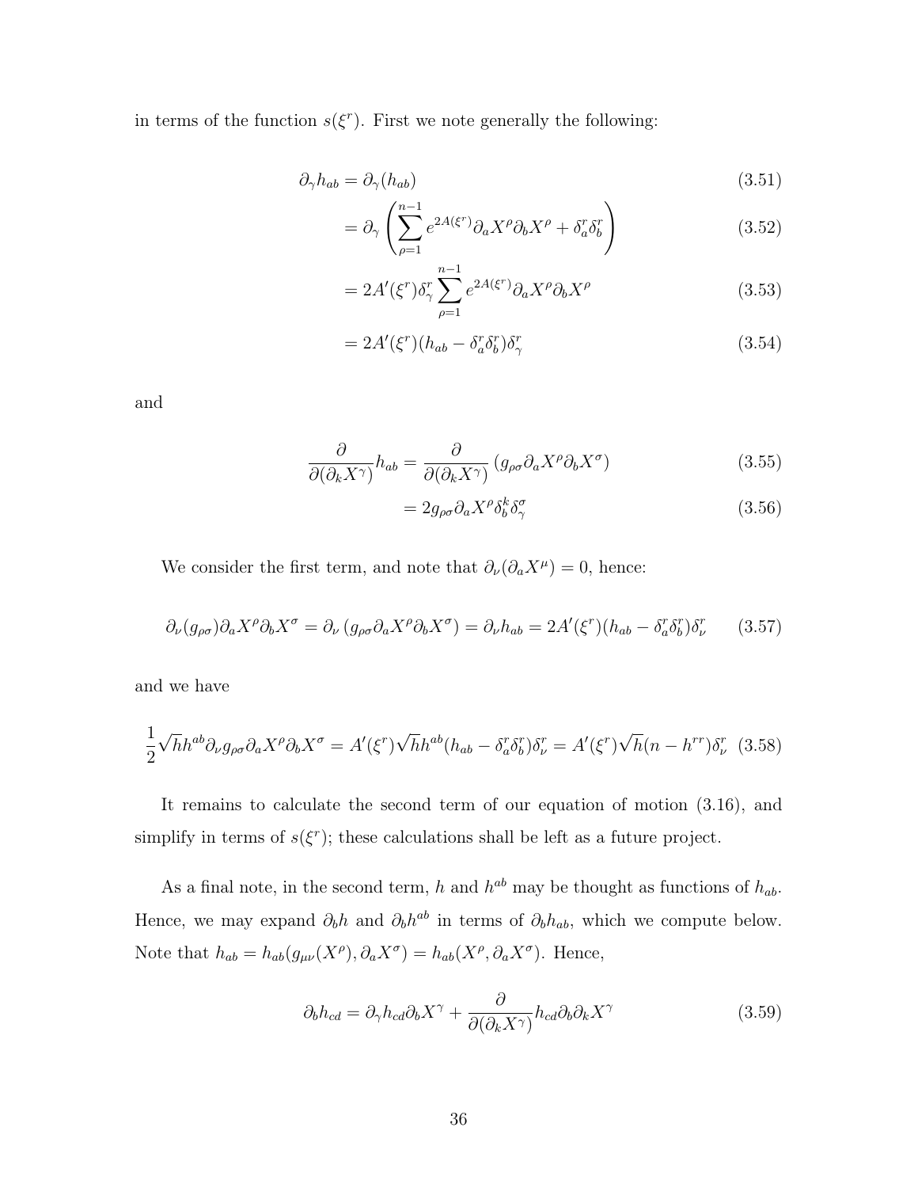in terms of the function $s(\xi^r)$. First we note generally the following:

$$
\begin{aligned}
\partial_\gamma h_{ab} &= \partial_\gamma (h_{ab}) &(3.51)\\
&= \partial_\gamma \left( \sum_{\rho=1}^{n-1} e^{2A(\xi^r)} \partial_a X^\rho \partial_b X^\rho + \delta_a^r \delta_b^r \right) &(3.52)\\
&= 2A'(\xi^r)\delta_\gamma^r \sum_{\rho=1}^{n-1} e^{2A(\xi^r)} \partial_a X^\rho \partial_b X^\rho &(3.53)\\
&= 2A'(\xi^r)(h_{ab} - \delta_a^r \delta_b^r)\delta_\gamma^r &(3.54)
\end{aligned}
$$

and

$$
\begin{aligned}
\frac{\partial}{\partial(\partial_k X^\gamma)} h_{ab} &= \frac{\partial}{\partial(\partial_k X^\gamma)} \left( g_{\rho\sigma} \partial_a X^\rho \partial_b X^\sigma \right) &(3.55)\\
&= 2 g_{\rho\sigma} \partial_a X^\rho \delta_b^k \delta_\gamma^\sigma &(3.56)
\end{aligned}
$$

We consider the first term, and note that $\partial_\nu(\partial_a X^\mu) = 0$, hence:

$$
\partial_\nu(g_{\rho\sigma})\partial_a X^\rho \partial_b X^\sigma = \partial_\nu \left( g_{\rho\sigma} \partial_a X^\rho \partial_b X^\sigma \right) = \partial_\nu h_{ab} = 2A'(\xi^r)(h_{ab} - \delta_a^r \delta_b^r)\delta_\nu^r \tag{3.57}
$$

and we have

$$
\frac{1}{2}\sqrt{h} h^{ab} \partial_\nu g_{\rho\sigma} \partial_a X^\rho \partial_b X^\sigma = A'(\xi^r)\sqrt{h} h^{ab}(h_{ab} - \delta_a^r \delta_b^r)\delta_\nu^r = A'(\xi^r)\sqrt{h}(n - h^{rr})\delta_\nu^r \tag{3.58}
$$

It remains to calculate the second term of our equation of motion (3.16), and simplify in terms of $s(\xi^r)$; these calculations shall be left as a future project.

As a final note, in the second term, $h$ and $h^{ab}$ may be thought as functions of $h_{ab}$. Hence, we may expand $\partial_b h$ and $\partial_b h^{ab}$ in terms of $\partial_b h_{ab}$, which we compute below. Note that $h_{ab} = h_{ab}(g_{\mu\nu}(X^\rho), \partial_a X^\sigma) = h_{ab}(X^\rho, \partial_a X^\sigma)$. Hence,

$$
\partial_b h_{cd} = \partial_\gamma h_{cd} \partial_b X^\gamma + \frac{\partial}{\partial(\partial_k X^\gamma)} h_{cd} \partial_b \partial_k X^\gamma \tag{3.59}
$$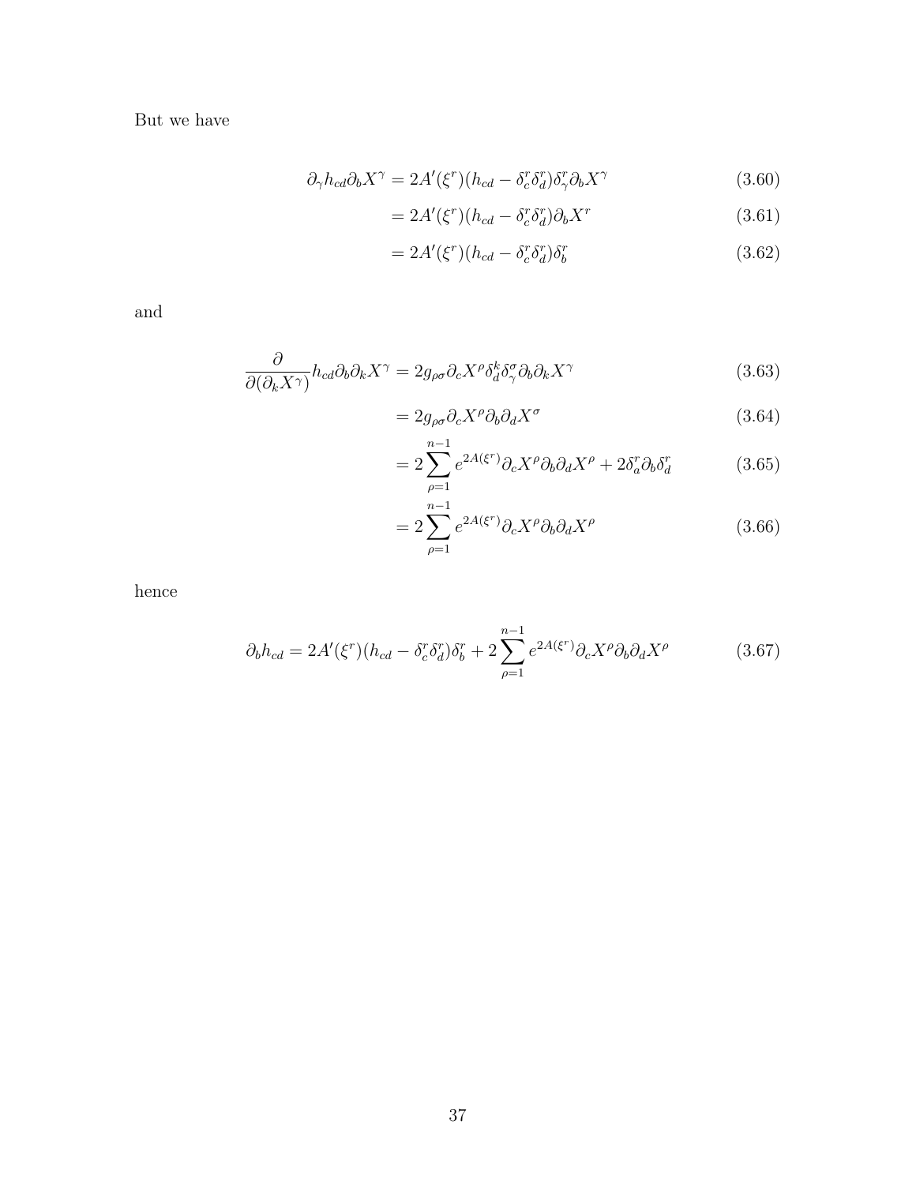But we have

$$\partial_\gamma h_{cd} \partial_b X^\gamma = 2A'(\xi^r)(h_{cd} - \delta_c^r \delta_d^r)\delta_\gamma^r \partial_b X^\gamma \tag{3.60}$$

$$= 2A'(\xi^r)(h_{cd} - \delta_c^r \delta_d^r)\partial_b X^r \tag{3.61}$$

$$= 2A'(\xi^r)(h_{cd} - \delta_c^r \delta_d^r)\delta_b^r \tag{3.62}$$

and

$$\frac{\partial}{\partial(\partial_k X^\gamma)} h_{cd} \partial_b \partial_k X^\gamma = 2g_{\rho\sigma} \partial_c X^\rho \delta_d^k \delta_\gamma^\sigma \partial_b \partial_k X^\gamma \tag{3.63}$$

$$= 2g_{\rho\sigma} \partial_c X^\rho \partial_b \partial_d X^\sigma \tag{3.64}$$

$$= 2\sum_{\rho=1}^{n-1} e^{2A(\xi^r)} \partial_c X^\rho \partial_b \partial_d X^\rho + 2\delta_a^r \partial_b \delta_d^r \tag{3.65}$$

$$= 2\sum_{\rho=1}^{n-1} e^{2A(\xi^r)} \partial_c X^\rho \partial_b \partial_d X^\rho \tag{3.66}$$

hence

$$\partial_b h_{cd} = 2A'(\xi^r)(h_{cd} - \delta_c^r \delta_d^r)\delta_b^r + 2\sum_{\rho=1}^{n-1} e^{2A(\xi^r)} \partial_c X^\rho \partial_b \partial_d X^\rho \tag{3.67}$$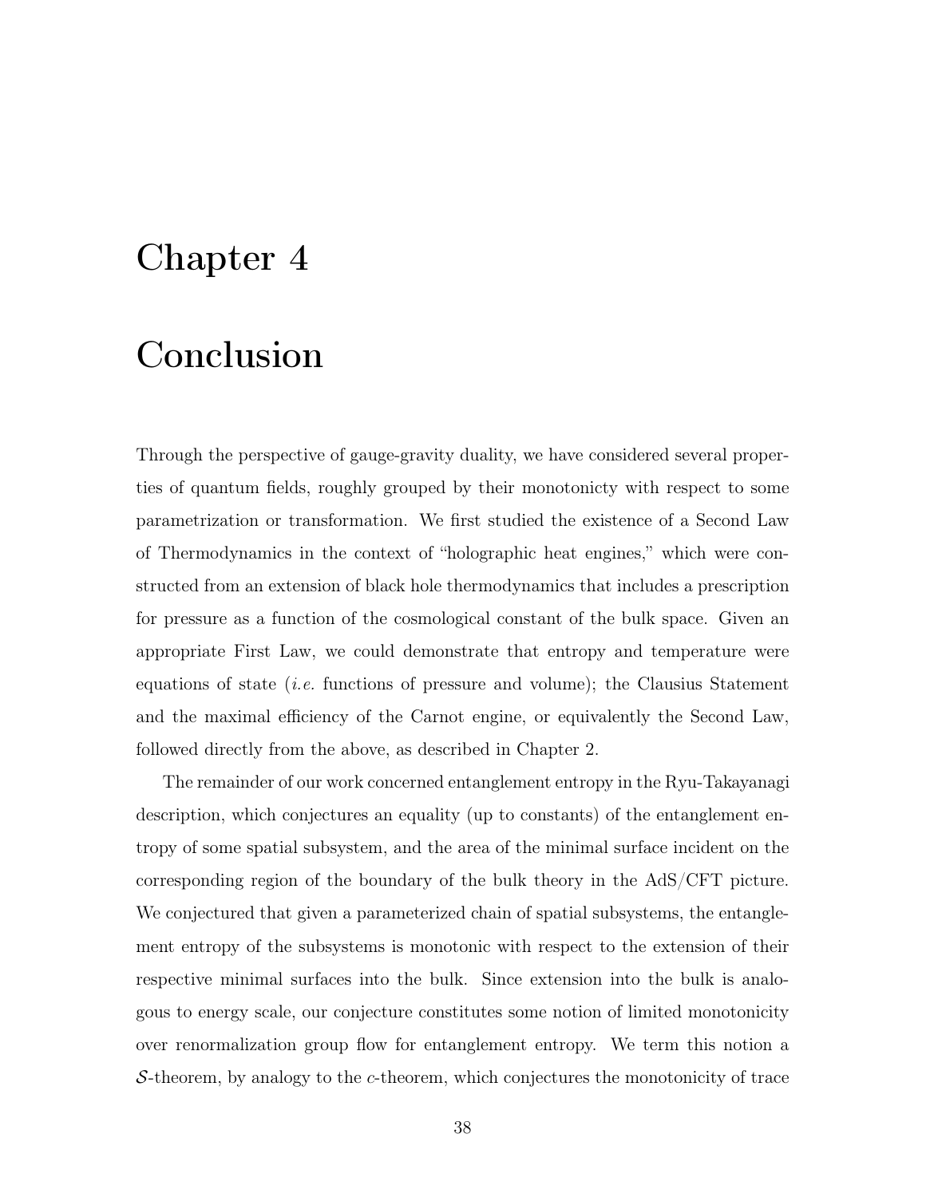# Chapter 4

# Conclusion

Through the perspective of gauge-gravity duality, we have considered several properties of quantum fields, roughly grouped by their monotonicty with respect to some parametrization or transformation. We first studied the existence of a Second Law of Thermodynamics in the context of "holographic heat engines," which were constructed from an extension of black hole thermodynamics that includes a prescription for pressure as a function of the cosmological constant of the bulk space. Given an appropriate First Law, we could demonstrate that entropy and temperature were equations of state (*i.e.* functions of pressure and volume); the Clausius Statement and the maximal efficiency of the Carnot engine, or equivalently the Second Law, followed directly from the above, as described in Chapter 2.

The remainder of our work concerned entanglement entropy in the Ryu-Takayanagi description, which conjectures an equality (up to constants) of the entanglement entropy of some spatial subsystem, and the area of the minimal surface incident on the corresponding region of the boundary of the bulk theory in the AdS/CFT picture. We conjectured that given a parameterized chain of spatial subsystems, the entanglement entropy of the subsystems is monotonic with respect to the extension of their respective minimal surfaces into the bulk. Since extension into the bulk is analogous to energy scale, our conjecture constitutes some notion of limited monotonicity over renormalization group flow for entanglement entropy. We term this notion a $\mathcal{S}$-theorem, by analogy to the $c$-theorem, which conjectures the monotonicity of trace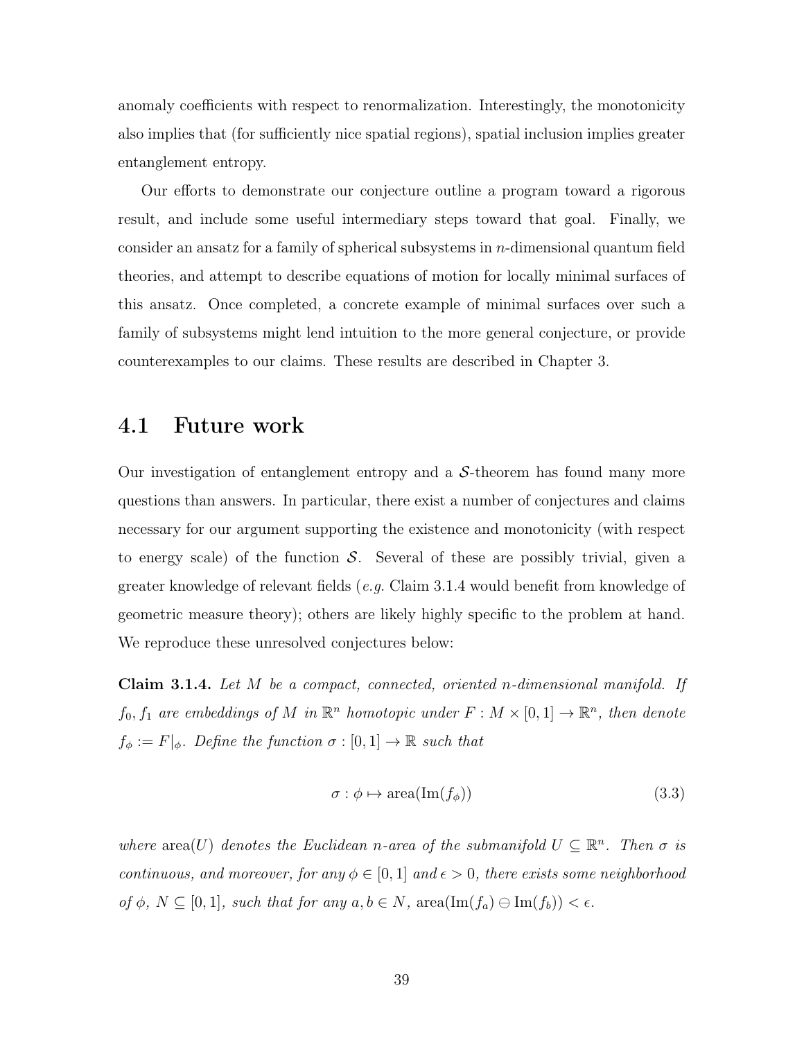anomaly coefficients with respect to renormalization. Interestingly, the monotonicity also implies that (for sufficiently nice spatial regions), spatial inclusion implies greater entanglement entropy.

Our efforts to demonstrate our conjecture outline a program toward a rigorous result, and include some useful intermediary steps toward that goal. Finally, we consider an ansatz for a family of spherical subsystems in $n$-dimensional quantum field theories, and attempt to describe equations of motion for locally minimal surfaces of this ansatz. Once completed, a concrete example of minimal surfaces over such a family of subsystems might lend intuition to the more general conjecture, or provide counterexamples to our claims. These results are described in Chapter 3.

## 4.1 Future work

Our investigation of entanglement entropy and a $\mathcal{S}$-theorem has found many more questions than answers. In particular, there exist a number of conjectures and claims necessary for our argument supporting the existence and monotonicity (with respect to energy scale) of the function $\mathcal{S}$. Several of these are possibly trivial, given a greater knowledge of relevant fields (*e.g.* Claim 3.1.4 would benefit from knowledge of geometric measure theory); others are likely highly specific to the problem at hand. We reproduce these unresolved conjectures below:

**Claim 3.1.4.** *Let $M$ be a compact, connected, oriented $n$-dimensional manifold. If $f_0, f_1$ are embeddings of $M$ in $\mathbb{R}^n$ homotopic under $F : M \times [0,1] \to \mathbb{R}^n$, then denote $f_\phi := F|_\phi$. Define the function $\sigma : [0,1] \to \mathbb{R}$ such that*

$$\sigma : \phi \mapsto \text{area}(\text{Im}(f_\phi)) \tag{3.3}$$

*where $\text{area}(U)$ denotes the Euclidean $n$-area of the submanifold $U \subseteq \mathbb{R}^n$. Then $\sigma$ is continuous, and moreover, for any $\phi \in [0,1]$ and $\epsilon > 0$, there exists some neighborhood of $\phi$, $N \subseteq [0,1]$, such that for any $a, b \in N$, $\text{area}(\text{Im}(f_a) \ominus \text{Im}(f_b)) < \epsilon$.*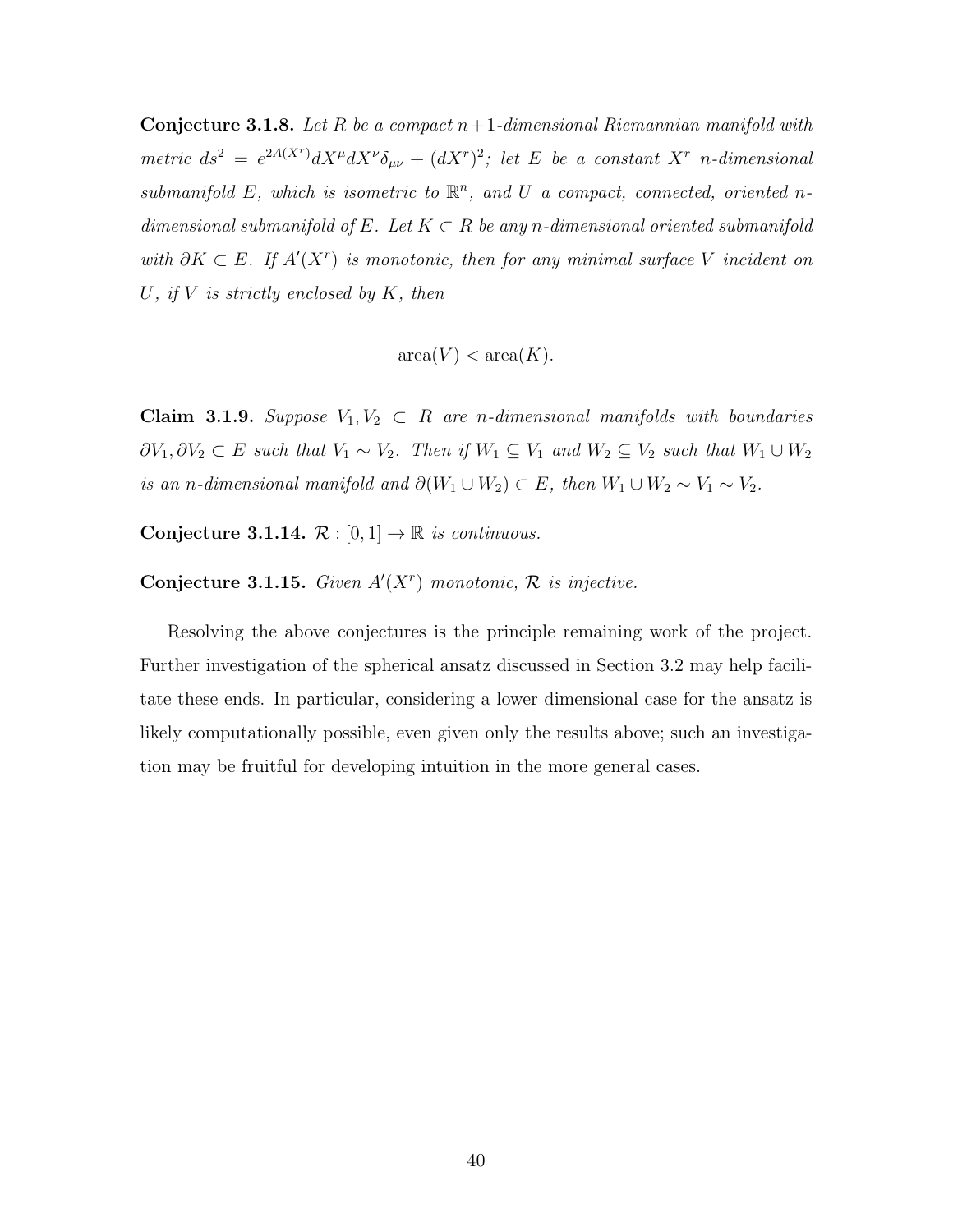**Conjecture 3.1.8.** *Let $R$ be a compact $n+1$-dimensional Riemannian manifold with metric $ds^2 = e^{2A(X^r)} dX^\mu dX^\nu \delta_{\mu\nu} + (dX^r)^2$; let $E$ be a constant $X^r$ $n$-dimensional submanifold $E$, which is isometric to $\mathbb{R}^n$, and $U$ a compact, connected, oriented $n$-dimensional submanifold of $E$. Let $K \subset R$ be any $n$-dimensional oriented submanifold with $\partial K \subset E$. If $A'(X^r)$ is monotonic, then for any minimal surface $V$ incident on $U$, if $V$ is strictly enclosed by $K$, then*

$$\text{area}(V) < \text{area}(K).$$

**Claim 3.1.9.** *Suppose $V_1, V_2 \subset R$ are $n$-dimensional manifolds with boundaries $\partial V_1, \partial V_2 \subset E$ such that $V_1 \sim V_2$. Then if $W_1 \subseteq V_1$ and $W_2 \subseteq V_2$ such that $W_1 \cup W_2$ is an $n$-dimensional manifold and $\partial(W_1 \cup W_2) \subset E$, then $W_1 \cup W_2 \sim V_1 \sim V_2$.*

**Conjecture 3.1.14.** *$\mathcal{R} : [0, 1] \to \mathbb{R}$ is continuous.*

**Conjecture 3.1.15.** *Given $A'(X^r)$ monotonic, $\mathcal{R}$ is injective.*

Resolving the above conjectures is the principle remaining work of the project. Further investigation of the spherical ansatz discussed in Section 3.2 may help facilitate these ends. In particular, considering a lower dimensional case for the ansatz is likely computationally possible, even given only the results above; such an investigation may be fruitful for developing intuition in the more general cases.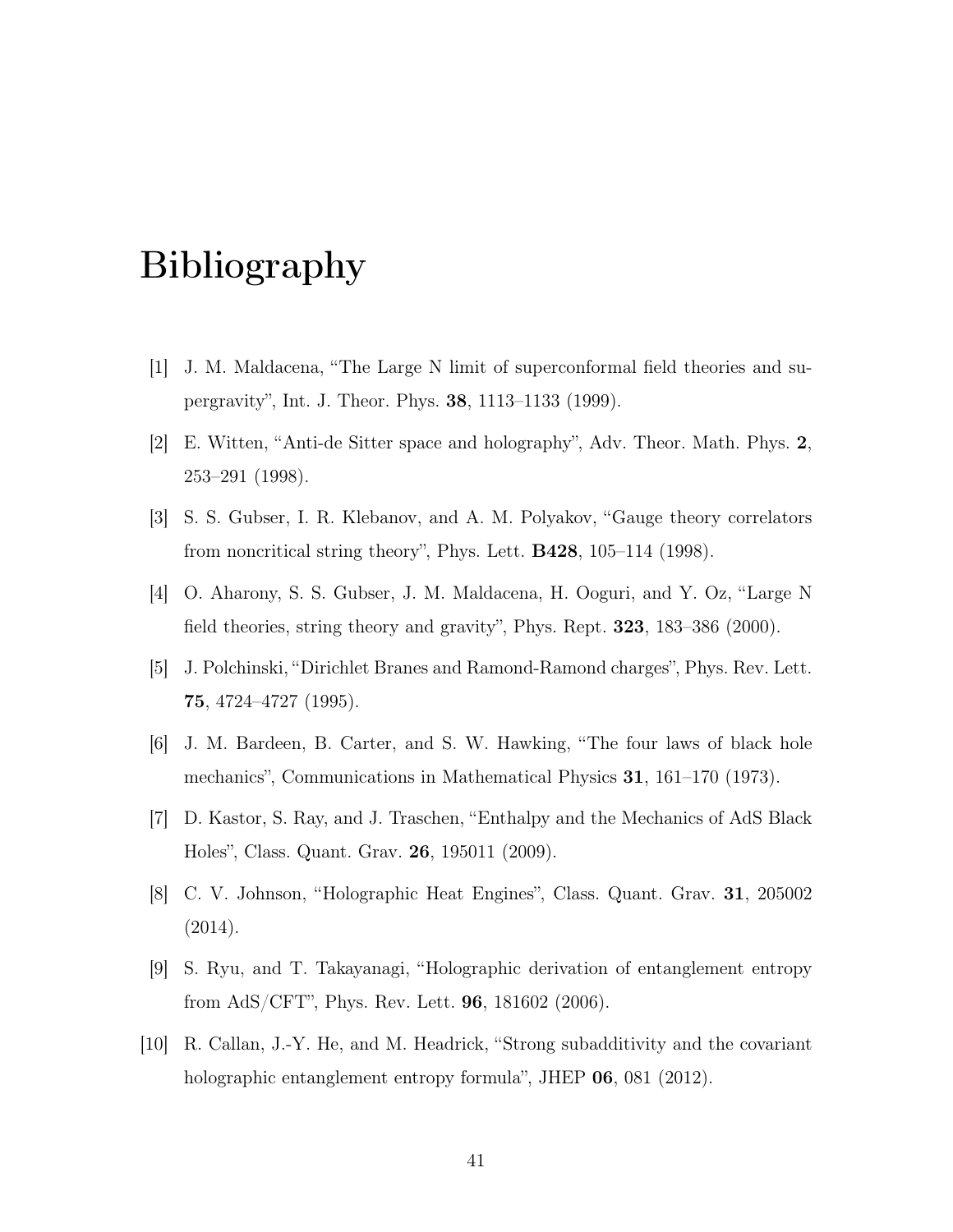# Bibliography

[1] J. M. Maldacena, "The Large N limit of superconformal field theories and supergravity", Int. J. Theor. Phys. **38**, 1113–1133 (1999).

[2] E. Witten, "Anti-de Sitter space and holography", Adv. Theor. Math. Phys. **2**, 253–291 (1998).

[3] S. S. Gubser, I. R. Klebanov, and A. M. Polyakov, "Gauge theory correlators from noncritical string theory", Phys. Lett. **B428**, 105–114 (1998).

[4] O. Aharony, S. S. Gubser, J. M. Maldacena, H. Ooguri, and Y. Oz, "Large N field theories, string theory and gravity", Phys. Rept. **323**, 183–386 (2000).

[5] J. Polchinski, "Dirichlet Branes and Ramond-Ramond charges", Phys. Rev. Lett. **75**, 4724–4727 (1995).

[6] J. M. Bardeen, B. Carter, and S. W. Hawking, "The four laws of black hole mechanics", Communications in Mathematical Physics **31**, 161–170 (1973).

[7] D. Kastor, S. Ray, and J. Traschen, "Enthalpy and the Mechanics of AdS Black Holes", Class. Quant. Grav. **26**, 195011 (2009).

[8] C. V. Johnson, "Holographic Heat Engines", Class. Quant. Grav. **31**, 205002 (2014).

[9] S. Ryu, and T. Takayanagi, "Holographic derivation of entanglement entropy from AdS/CFT", Phys. Rev. Lett. **96**, 181602 (2006).

[10] R. Callan, J.-Y. He, and M. Headrick, "Strong subadditivity and the covariant holographic entanglement entropy formula", JHEP **06**, 081 (2012).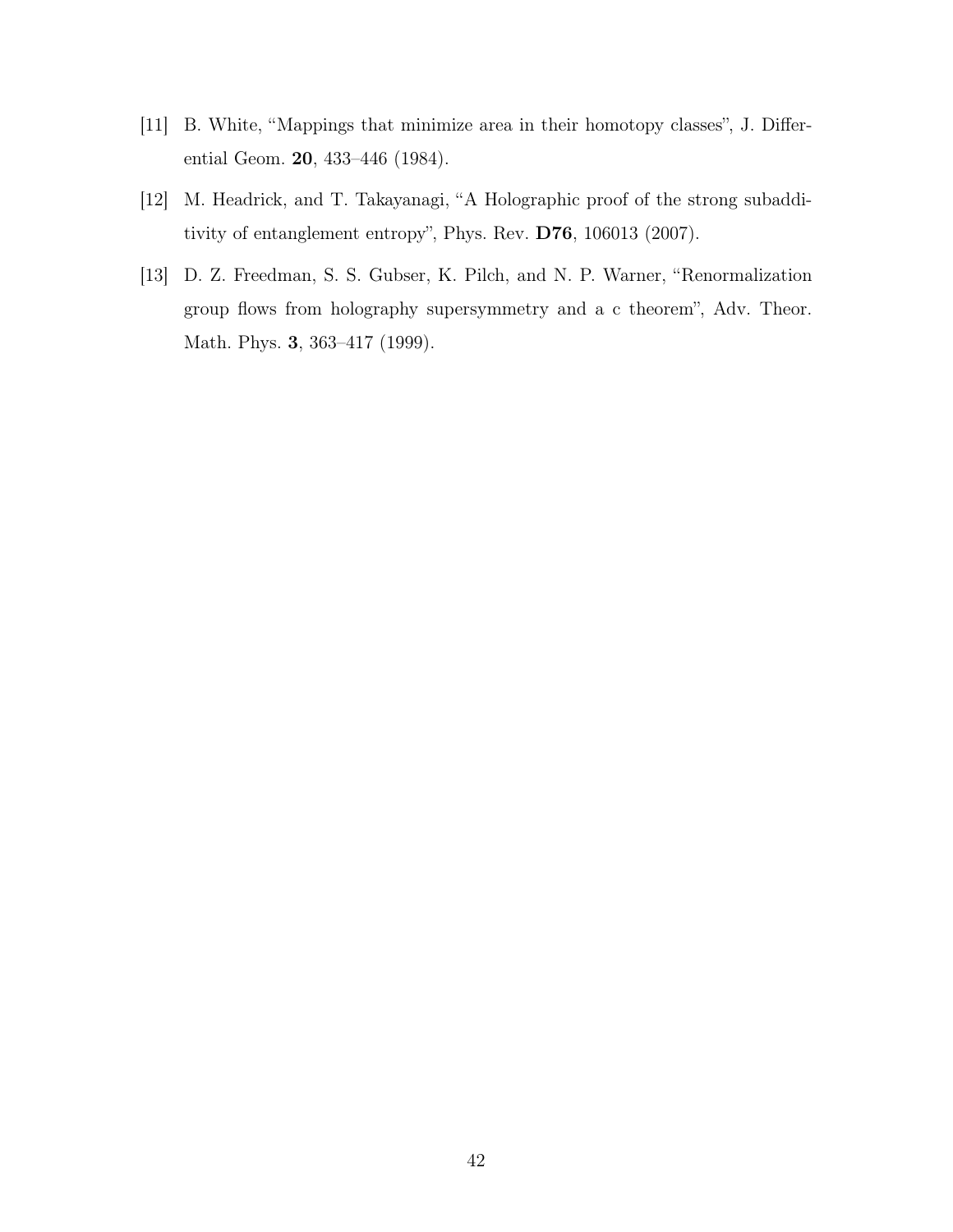[11] B. White, "Mappings that minimize area in their homotopy classes", J. Differential Geom. **20**, 433–446 (1984).

[12] M. Headrick, and T. Takayanagi, "A Holographic proof of the strong subadditivity of entanglement entropy", Phys. Rev. **D76**, 106013 (2007).

[13] D. Z. Freedman, S. S. Gubser, K. Pilch, and N. P. Warner, "Renormalization group flows from holography supersymmetry and a c theorem", Adv. Theor. Math. Phys. **3**, 363–417 (1999).